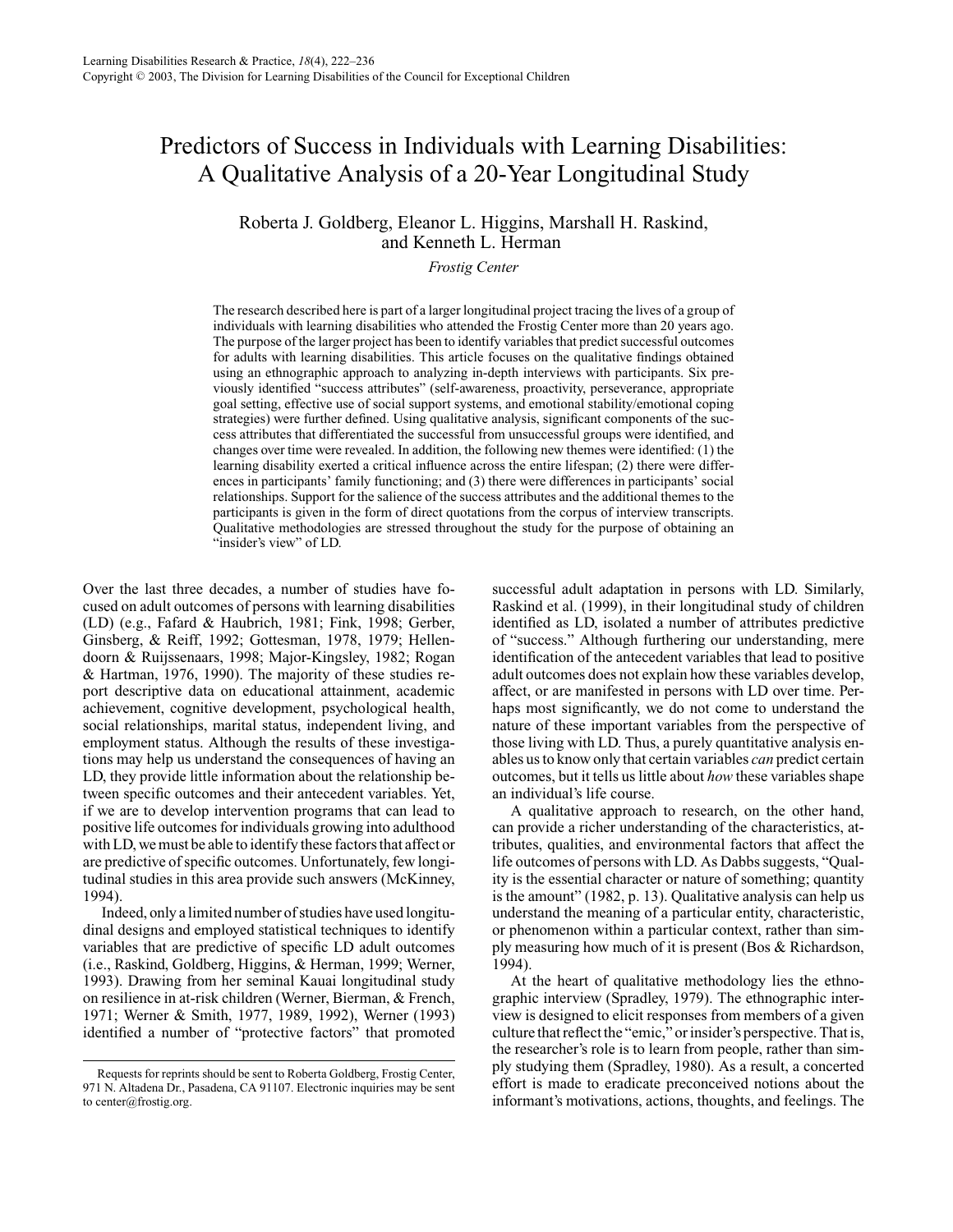# Predictors of Success in Individuals with Learning Disabilities: A Qualitative Analysis of a 20-Year Longitudinal Study

Roberta J. Goldberg, Eleanor L. Higgins, Marshall H. Raskind, and Kenneth L. Herman

*Frostig Center*

The research described here is part of a larger longitudinal project tracing the lives of a group of individuals with learning disabilities who attended the Frostig Center more than 20 years ago. The purpose of the larger project has been to identify variables that predict successful outcomes for adults with learning disabilities. This article focuses on the qualitative findings obtained using an ethnographic approach to analyzing in-depth interviews with participants. Six previously identified "success attributes" (self-awareness, proactivity, perseverance, appropriate goal setting, effective use of social support systems, and emotional stability/emotional coping strategies) were further defined. Using qualitative analysis, significant components of the success attributes that differentiated the successful from unsuccessful groups were identified, and changes over time were revealed. In addition, the following new themes were identified: (1) the learning disability exerted a critical influence across the entire lifespan; (2) there were differences in participants' family functioning; and (3) there were differences in participants' social relationships. Support for the salience of the success attributes and the additional themes to the participants is given in the form of direct quotations from the corpus of interview transcripts. Qualitative methodologies are stressed throughout the study for the purpose of obtaining an "insider's view" of LD.

Over the last three decades, a number of studies have focused on adult outcomes of persons with learning disabilities (LD) (e.g., Fafard & Haubrich, 1981; Fink, 1998; Gerber, Ginsberg, & Reiff, 1992; Gottesman, 1978, 1979; Hellendoorn & Ruijssenaars, 1998; Major-Kingsley, 1982; Rogan & Hartman, 1976, 1990). The majority of these studies report descriptive data on educational attainment, academic achievement, cognitive development, psychological health, social relationships, marital status, independent living, and employment status. Although the results of these investigations may help us understand the consequences of having an LD, they provide little information about the relationship between specific outcomes and their antecedent variables. Yet, if we are to develop intervention programs that can lead to positive life outcomes for individuals growing into adulthood with LD, we must be able to identify these factors that affect or are predictive of specific outcomes. Unfortunately, few longitudinal studies in this area provide such answers (McKinney, 1994).

Indeed, only a limited number of studies have used longitudinal designs and employed statistical techniques to identify variables that are predictive of specific LD adult outcomes (i.e., Raskind, Goldberg, Higgins, & Herman, 1999; Werner, 1993). Drawing from her seminal Kauai longitudinal study on resilience in at-risk children (Werner, Bierman, & French, 1971; Werner & Smith, 1977, 1989, 1992), Werner (1993) identified a number of "protective factors" that promoted successful adult adaptation in persons with LD. Similarly, Raskind et al. (1999), in their longitudinal study of children identified as LD, isolated a number of attributes predictive of "success." Although furthering our understanding, mere identification of the antecedent variables that lead to positive adult outcomes does not explain how these variables develop, affect, or are manifested in persons with LD over time. Perhaps most significantly, we do not come to understand the nature of these important variables from the perspective of those living with LD. Thus, a purely quantitative analysis enables us to know only that certain variables *can* predict certain outcomes, but it tells us little about *how* these variables shape an individual's life course.

A qualitative approach to research, on the other hand, can provide a richer understanding of the characteristics, attributes, qualities, and environmental factors that affect the life outcomes of persons with LD. As Dabbs suggests, "Quality is the essential character or nature of something; quantity is the amount" (1982, p. 13). Qualitative analysis can help us understand the meaning of a particular entity, characteristic, or phenomenon within a particular context, rather than simply measuring how much of it is present (Bos & Richardson, 1994).

At the heart of qualitative methodology lies the ethnographic interview (Spradley, 1979). The ethnographic interview is designed to elicit responses from members of a given culture that reflect the "emic," or insider's perspective. That is, the researcher's role is to learn from people, rather than simply studying them (Spradley, 1980). As a result, a concerted effort is made to eradicate preconceived notions about the informant's motivations, actions, thoughts, and feelings. The

Requests for reprints should be sent to Roberta Goldberg, Frostig Center, 971 N. Altadena Dr., Pasadena, CA 91107. Electronic inquiries may be sent to center@frostig.org.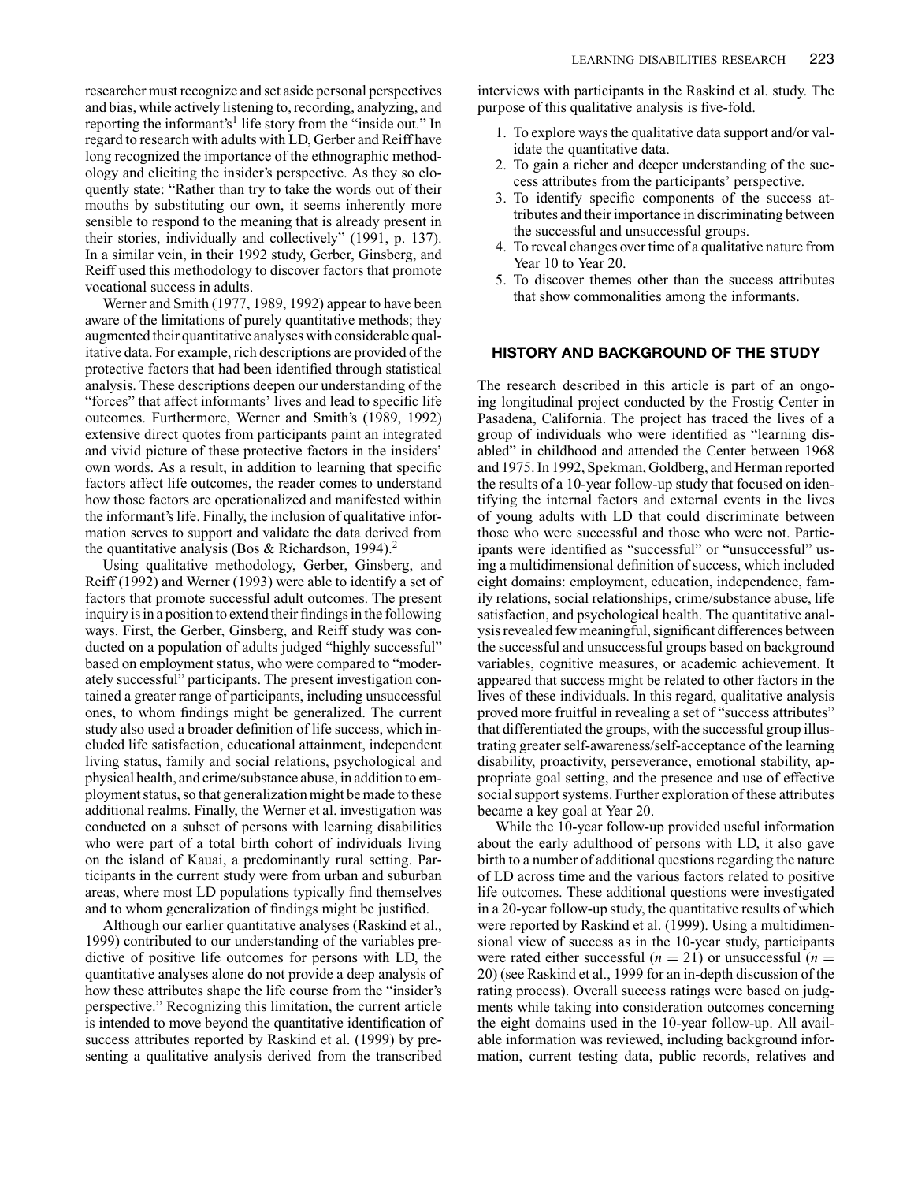researcher must recognize and set aside personal perspectives and bias, while actively listening to, recording, analyzing, and reporting the informant's[1] life story from the "inside out." In regard to research with adults with LD, Gerber and Reiff have long recognized the importance of the ethnographic methodology and eliciting the insider's perspective. As they so eloquently state: "Rather than try to take the words out of their mouths by substituting our own, it seems inherently more sensible to respond to the meaning that is already present in their stories, individually and collectively" (1991, p. 137). In a similar vein, in their 1992 study, Gerber, Ginsberg, and Reiff used this methodology to discover factors that promote vocational success in adults.

Werner and Smith (1977, 1989, 1992) appear to have been aware of the limitations of purely quantitative methods; they augmented their quantitative analyses with considerable qualitative data. For example, rich descriptions are provided of the protective factors that had been identified through statistical analysis. These descriptions deepen our understanding of the "forces" that affect informants' lives and lead to specific life outcomes. Furthermore, Werner and Smith's (1989, 1992) extensive direct quotes from participants paint an integrated and vivid picture of these protective factors in the insiders' own words. As a result, in addition to learning that specific factors affect life outcomes, the reader comes to understand how those factors are operationalized and manifested within the informant's life. Finally, the inclusion of qualitative information serves to support and validate the data derived from the quantitative analysis (Bos & Richardson, 1994).[2]

Using qualitative methodology, Gerber, Ginsberg, and Reiff (1992) and Werner (1993) were able to identify a set of factors that promote successful adult outcomes. The present inquiry is in a position to extend their findings in the following ways. First, the Gerber, Ginsberg, and Reiff study was conducted on a population of adults judged "highly successful" based on employment status, who were compared to "moderately successful" participants. The present investigation contained a greater range of participants, including unsuccessful ones, to whom findings might be generalized. The current study also used a broader definition of life success, which included life satisfaction, educational attainment, independent living status, family and social relations, psychological and physical health, and crime/substance abuse, in addition to employment status, so that generalization might be made to these additional realms. Finally, the Werner et al. investigation was conducted on a subset of persons with learning disabilities who were part of a total birth cohort of individuals living on the island of Kauai, a predominantly rural setting. Participants in the current study were from urban and suburban areas, where most LD populations typically find themselves and to whom generalization of findings might be justified.

Although our earlier quantitative analyses (Raskind et al., 1999) contributed to our understanding of the variables predictive of positive life outcomes for persons with LD, the quantitative analyses alone do not provide a deep analysis of how these attributes shape the life course from the "insider's perspective." Recognizing this limitation, the current article is intended to move beyond the quantitative identification of success attributes reported by Raskind et al. (1999) by presenting a qualitative analysis derived from the transcribed interviews with participants in the Raskind et al. study. The purpose of this qualitative analysis is five-fold.

1. To explore ways the qualitative data support and/or validate the quantitative data.
2. To gain a richer and deeper understanding of the success attributes from the participants' perspective.
3. To identify specific components of the success attributes and their importance in discriminating between the successful and unsuccessful groups.
4. To reveal changes over time of a qualitative nature from Year 10 to Year 20.
5. To discover themes other than the success attributes that show commonalities among the informants.

## HISTORY AND BACKGROUND OF THE STUDY

The research described in this article is part of an ongoing longitudinal project conducted by the Frostig Center in Pasadena, California. The project has traced the lives of a group of individuals who were identified as "learning disabled" in childhood and attended the Center between 1968 and 1975. In 1992, Spekman, Goldberg, and Herman reported the results of a 10-year follow-up study that focused on identifying the internal factors and external events in the lives of young adults with LD that could discriminate between those who were successful and those who were not. Participants were identified as "successful" or "unsuccessful" using a multidimensional definition of success, which included eight domains: employment, education, independence, family relations, social relationships, crime/substance abuse, life satisfaction, and psychological health. The quantitative analysis revealed few meaningful, significant differences between the successful and unsuccessful groups based on background variables, cognitive measures, or academic achievement. It appeared that success might be related to other factors in the lives of these individuals. In this regard, qualitative analysis proved more fruitful in revealing a set of "success attributes" that differentiated the groups, with the successful group illustrating greater self-awareness/self-acceptance of the learning disability, proactivity, perseverance, emotional stability, appropriate goal setting, and the presence and use of effective social support systems. Further exploration of these attributes became a key goal at Year 20.

While the 10-year follow-up provided useful information about the early adulthood of persons with LD, it also gave birth to a number of additional questions regarding the nature of LD across time and the various factors related to positive life outcomes. These additional questions were investigated in a 20-year follow-up study, the quantitative results of which were reported by Raskind et al. (1999). Using a multidimensional view of success as in the 10-year study, participants were rated either successful ($n = 21$) or unsuccessful ($n = 20$) (see Raskind et al., 1999 for an in-depth discussion of the rating process). Overall success ratings were based on judgments while taking into consideration outcomes concerning the eight domains used in the 10-year follow-up. All available information was reviewed, including background information, current testing data, public records, relatives and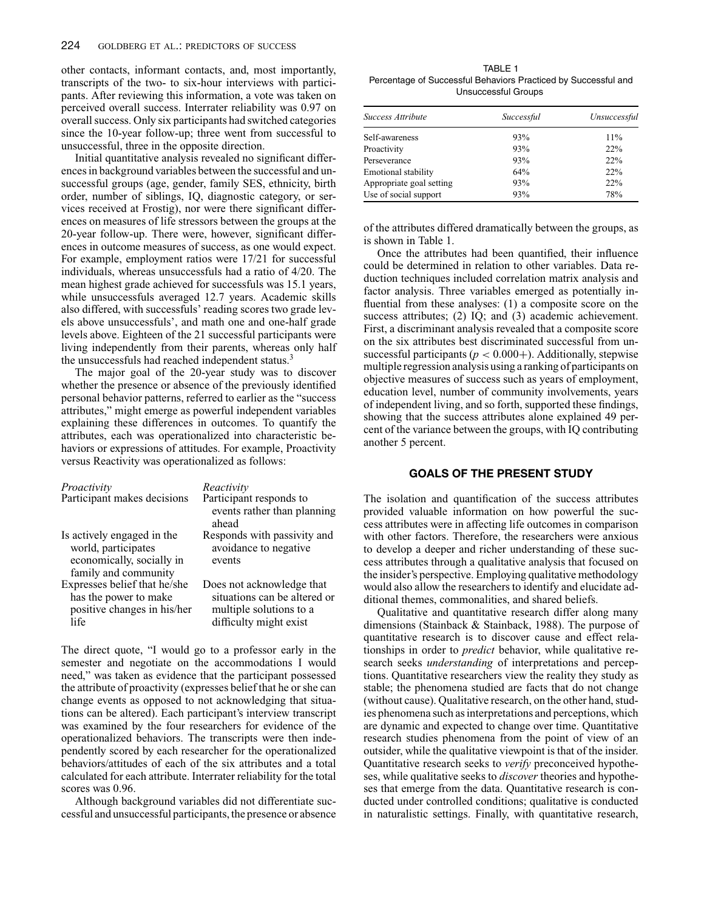other contacts, informant contacts, and, most importantly, transcripts of the two- to six-hour interviews with participants. After reviewing this information, a vote was taken on perceived overall success. Interrater reliability was 0.97 on overall success. Only six participants had switched categories since the 10-year follow-up; three went from successful to unsuccessful, three in the opposite direction.

Initial quantitative analysis revealed no significant differences in background variables between the successful and unsuccessful groups (age, gender, family SES, ethnicity, birth order, number of siblings, IQ, diagnostic category, or services received at Frostig), nor were there significant differences on measures of life stressors between the groups at the 20-year follow-up. There were, however, significant differences in outcome measures of success, as one would expect. For example, employment ratios were 17/21 for successful individuals, whereas unsuccessfuls had a ratio of 4/20. The mean highest grade achieved for successfuls was 15.1 years, while unsuccessfuls averaged 12.7 years. Academic skills also differed, with successfuls' reading scores two grade levels above unsuccessfuls', and math one and one-half grade levels above. Eighteen of the 21 successful participants were living independently from their parents, whereas only half the unsuccessfuls had reached independent status.[3]

The major goal of the 20-year study was to discover whether the presence or absence of the previously identified personal behavior patterns, referred to earlier as the "success attributes," might emerge as powerful independent variables explaining these differences in outcomes. To quantify the attributes, each was operationalized into characteristic behaviors or expressions of attitudes. For example, Proactivity versus Reactivity was operationalized as follows:

| *Proactivity* | *Reactivity* |
|---|---|
| Participant makes decisions | Participant responds to events rather than planning ahead |
| Is actively engaged in the world, participates economically, socially in family and community | Responds with passivity and avoidance to negative events |
| Expresses belief that he/she has the power to make positive changes in his/her life | Does not acknowledge that situations can be altered or multiple solutions to a difficulty might exist |

The direct quote, "I would go to a professor early in the semester and negotiate on the accommodations I would need," was taken as evidence that the participant possessed the attribute of proactivity (expresses belief that he or she can change events as opposed to not acknowledging that situations can be altered). Each participant's interview transcript was examined by the four researchers for evidence of the operationalized behaviors. The transcripts were then independently scored by each researcher for the operationalized behaviors/attitudes of each of the six attributes and a total calculated for each attribute. Interrater reliability for the total scores was 0.96.

Although background variables did not differentiate successful and unsuccessful participants, the presence or absence of the attributes differed dramatically between the groups, as is shown in Table 1.

TABLE 1
Percentage of Successful Behaviors Practiced by Successful and Unsuccessful Groups

| *Success Attribute* | *Successful* | *Unsuccessful* |
|---|---|---|
| Self-awareness | 93% | 11% |
| Proactivity | 93% | 22% |
| Perseverance | 93% | 22% |
| Emotional stability | 64% | 22% |
| Appropriate goal setting | 93% | 22% |
| Use of social support | 93% | 78% |

Once the attributes had been quantified, their influence could be determined in relation to other variables. Data reduction techniques included correlation matrix analysis and factor analysis. Three variables emerged as potentially influential from these analyses: (1) a composite score on the success attributes; (2) IQ; and (3) academic achievement. First, a discriminant analysis revealed that a composite score on the six attributes best discriminated successful from unsuccessful participants ($p < 0.000+$). Additionally, stepwise multiple regression analysis using a ranking of participants on objective measures of success such as years of employment, education level, number of community involvements, years of independent living, and so forth, supported these findings, showing that the success attributes alone explained 49 percent of the variance between the groups, with IQ contributing another 5 percent.

## GOALS OF THE PRESENT STUDY

The isolation and quantification of the success attributes provided valuable information on how powerful the success attributes were in affecting life outcomes in comparison with other factors. Therefore, the researchers were anxious to develop a deeper and richer understanding of these success attributes through a qualitative analysis that focused on the insider's perspective. Employing qualitative methodology would also allow the researchers to identify and elucidate additional themes, commonalities, and shared beliefs.

Qualitative and quantitative research differ along many dimensions (Stainback & Stainback, 1988). The purpose of quantitative research is to discover cause and effect relationships in order to *predict* behavior, while qualitative research seeks *understanding* of interpretations and perceptions. Quantitative researchers view the reality they study as stable; the phenomena studied are facts that do not change (without cause). Qualitative research, on the other hand, studies phenomena such as interpretations and perceptions, which are dynamic and expected to change over time. Quantitative research studies phenomena from the point of view of an outsider, while the qualitative viewpoint is that of the insider. Quantitative research seeks to *verify* preconceived hypotheses, while qualitative seeks to *discover* theories and hypotheses that emerge from the data. Quantitative research is conducted under controlled conditions; qualitative is conducted in naturalistic settings. Finally, with quantitative research,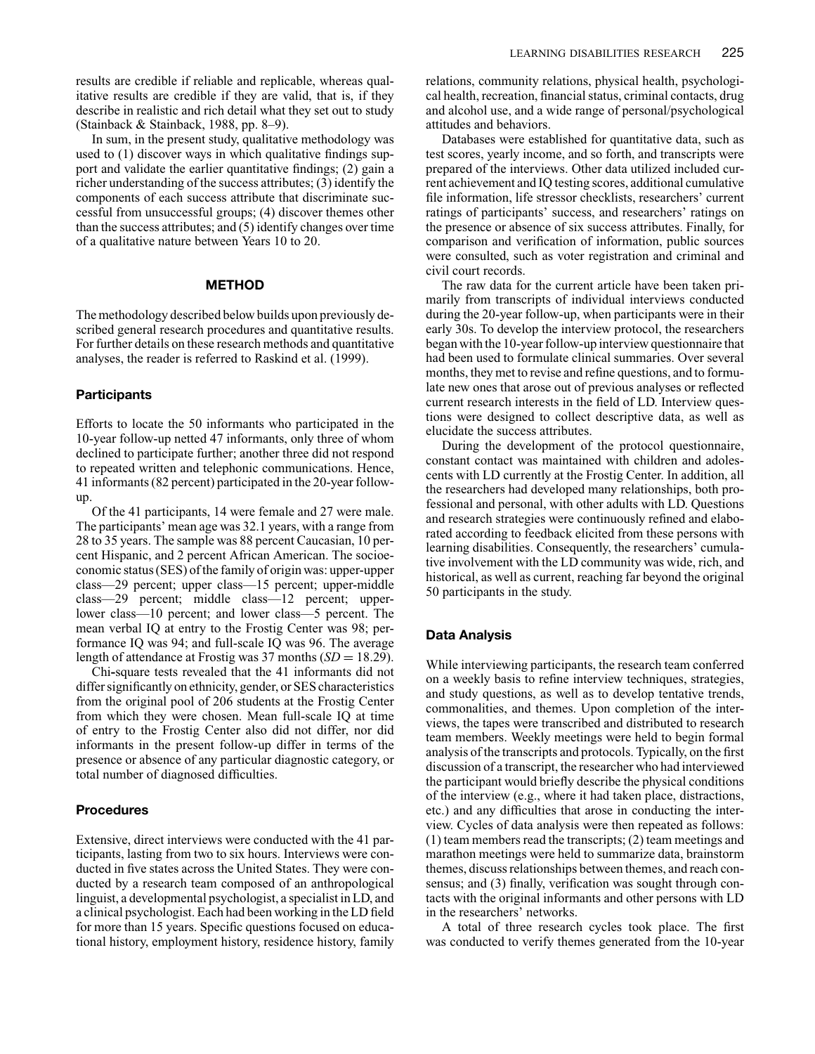results are credible if reliable and replicable, whereas qualitative results are credible if they are valid, that is, if they describe in realistic and rich detail what they set out to study (Stainback & Stainback, 1988, pp. 8–9).

In sum, in the present study, qualitative methodology was used to (1) discover ways in which qualitative findings support and validate the earlier quantitative findings; (2) gain a richer understanding of the success attributes; (3) identify the components of each success attribute that discriminate successful from unsuccessful groups; (4) discover themes other than the success attributes; and (5) identify changes over time of a qualitative nature between Years 10 to 20.

## METHOD

The methodology described below builds upon previously described general research procedures and quantitative results. For further details on these research methods and quantitative analyses, the reader is referred to Raskind et al. (1999).

### Participants

Efforts to locate the 50 informants who participated in the 10-year follow-up netted 47 informants, only three of whom declined to participate further; another three did not respond to repeated written and telephonic communications. Hence, 41 informants (82 percent) participated in the 20-year follow-up.

Of the 41 participants, 14 were female and 27 were male. The participants' mean age was 32.1 years, with a range from 28 to 35 years. The sample was 88 percent Caucasian, 10 percent Hispanic, and 2 percent African American. The socioeconomic status (SES) of the family of origin was: upper-upper class—29 percent; upper class—15 percent; upper-middle class—29 percent; middle class—12 percent; upper-lower class—10 percent; and lower class—5 percent. The mean verbal IQ at entry to the Frostig Center was 98; performance IQ was 94; and full-scale IQ was 96. The average length of attendance at Frostig was 37 months ($SD = 18.29$).

Chi-square tests revealed that the 41 informants did not differ significantly on ethnicity, gender, or SES characteristics from the original pool of 206 students at the Frostig Center from which they were chosen. Mean full-scale IQ at time of entry to the Frostig Center also did not differ, nor did informants in the present follow-up differ in terms of the presence or absence of any particular diagnostic category, or total number of diagnosed difficulties.

### Procedures

Extensive, direct interviews were conducted with the 41 participants, lasting from two to six hours. Interviews were conducted in five states across the United States. They were conducted by a research team composed of an anthropological linguist, a developmental psychologist, a specialist in LD, and a clinical psychologist. Each had been working in the LD field for more than 15 years. Specific questions focused on educational history, employment history, residence history, family relations, community relations, physical health, psychological health, recreation, financial status, criminal contacts, drug and alcohol use, and a wide range of personal/psychological attitudes and behaviors.

Databases were established for quantitative data, such as test scores, yearly income, and so forth, and transcripts were prepared of the interviews. Other data utilized included current achievement and IQ testing scores, additional cumulative file information, life stressor checklists, researchers' current ratings of participants' success, and researchers' ratings on the presence or absence of six success attributes. Finally, for comparison and verification of information, public sources were consulted, such as voter registration and criminal and civil court records.

The raw data for the current article have been taken primarily from transcripts of individual interviews conducted during the 20-year follow-up, when participants were in their early 30s. To develop the interview protocol, the researchers began with the 10-year follow-up interview questionnaire that had been used to formulate clinical summaries. Over several months, they met to revise and refine questions, and to formulate new ones that arose out of previous analyses or reflected current research interests in the field of LD. Interview questions were designed to collect descriptive data, as well as elucidate the success attributes.

During the development of the protocol questionnaire, constant contact was maintained with children and adolescents with LD currently at the Frostig Center. In addition, all the researchers had developed many relationships, both professional and personal, with other adults with LD. Questions and research strategies were continuously refined and elaborated according to feedback elicited from these persons with learning disabilities. Consequently, the researchers' cumulative involvement with the LD community was wide, rich, and historical, as well as current, reaching far beyond the original 50 participants in the study.

### Data Analysis

While interviewing participants, the research team conferred on a weekly basis to refine interview techniques, strategies, and study questions, as well as to develop tentative trends, commonalities, and themes. Upon completion of the interviews, the tapes were transcribed and distributed to research team members. Weekly meetings were held to begin formal analysis of the transcripts and protocols. Typically, on the first discussion of a transcript, the researcher who had interviewed the participant would briefly describe the physical conditions of the interview (e.g., where it had taken place, distractions, etc.) and any difficulties that arose in conducting the interview. Cycles of data analysis were then repeated as follows: (1) team members read the transcripts; (2) team meetings and marathon meetings were held to summarize data, brainstorm themes, discuss relationships between themes, and reach consensus; and (3) finally, verification was sought through contacts with the original informants and other persons with LD in the researchers' networks.

A total of three research cycles took place. The first was conducted to verify themes generated from the 10-year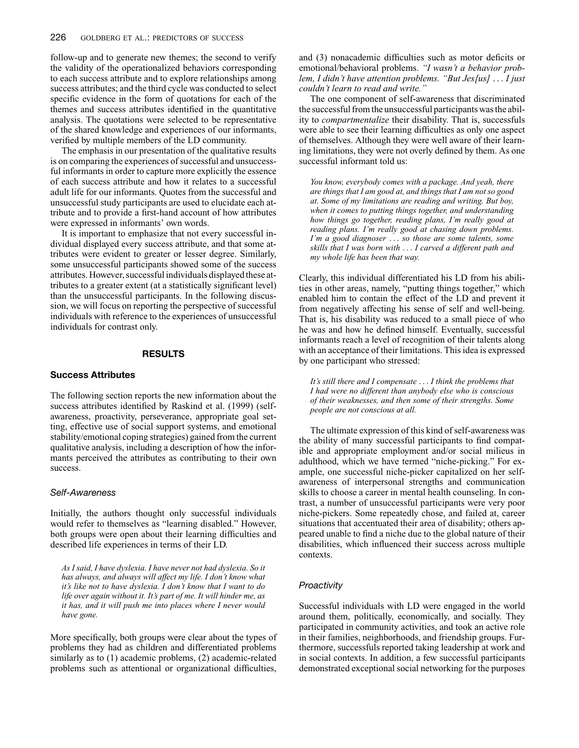follow-up and to generate new themes; the second to verify the validity of the operationalized behaviors corresponding to each success attribute and to explore relationships among success attributes; and the third cycle was conducted to select specific evidence in the form of quotations for each of the themes and success attributes identified in the quantitative analysis. The quotations were selected to be representative of the shared knowledge and experiences of our informants, verified by multiple members of the LD community.

The emphasis in our presentation of the qualitative results is on comparing the experiences of successful and unsuccessful informants in order to capture more explicitly the essence of each success attribute and how it relates to a successful adult life for our informants. Quotes from the successful and unsuccessful study participants are used to elucidate each attribute and to provide a first-hand account of how attributes were expressed in informants' own words.

It is important to emphasize that not every successful individual displayed every success attribute, and that some attributes were evident to greater or lesser degree. Similarly, some unsuccessful participants showed some of the success attributes. However, successful individuals displayed these attributes to a greater extent (at a statistically significant level) than the unsuccessful participants. In the following discussion, we will focus on reporting the perspective of successful individuals with reference to the experiences of unsuccessful individuals for contrast only.

## RESULTS

### Success Attributes

The following section reports the new information about the success attributes identified by Raskind et al. (1999) (self-awareness, proactivity, perseverance, appropriate goal setting, effective use of social support systems, and emotional stability/emotional coping strategies) gained from the current qualitative analysis, including a description of how the informants perceived the attributes as contributing to their own success.

#### *Self-Awareness*

Initially, the authors thought only successful individuals would refer to themselves as "learning disabled." However, both groups were open about their learning difficulties and described life experiences in terms of their LD.

> *As I said, I have dyslexia. I have never not had dyslexia. So it has always, and always will affect my life. I don't know what it's like not to have dyslexia. I don't know that I want to do life over again without it. It's part of me. It will hinder me, as it has, and it will push me into places where I never would have gone.*

More specifically, both groups were clear about the types of problems they had as children and differentiated problems similarly as to (1) academic problems, (2) academic-related problems such as attentional or organizational difficulties, and (3) nonacademic difficulties such as motor deficits or emotional/behavioral problems. *"I wasn't a behavior problem, I didn't have attention problems. "But Jes[us] . . . I just couldn't learn to read and write."*

The one component of self-awareness that discriminated the successful from the unsuccessful participants was the ability to *compartmentalize* their disability. That is, successfuls were able to see their learning difficulties as only one aspect of themselves. Although they were well aware of their learning limitations, they were not overly defined by them. As one successful informant told us:

> *You know, everybody comes with a package. And yeah, there are things that I am good at, and things that I am not so good at. Some of my limitations are reading and writing. But boy, when it comes to putting things together, and understanding how things go together, reading plans, I'm really good at reading plans. I'm really good at chasing down problems. I'm a good diagnoser . . . so those are some talents, some skills that I was born with . . . I carved a different path and my whole life has been that way.*

Clearly, this individual differentiated his LD from his abilities in other areas, namely, "putting things together," which enabled him to contain the effect of the LD and prevent it from negatively affecting his sense of self and well-being. That is, his disability was reduced to a small piece of who he was and how he defined himself. Eventually, successful informants reach a level of recognition of their talents along with an acceptance of their limitations. This idea is expressed by one participant who stressed:

> *It's still there and I compensate . . . I think the problems that I had were no different than anybody else who is conscious of their weaknesses, and then some of their strengths. Some people are not conscious at all.*

The ultimate expression of this kind of self-awareness was the ability of many successful participants to find compatible and appropriate employment and/or social milieus in adulthood, which we have termed "niche-picking." For example, one successful niche-picker capitalized on her self-awareness of interpersonal strengths and communication skills to choose a career in mental health counseling. In contrast, a number of unsuccessful participants were very poor niche-pickers. Some repeatedly chose, and failed at, career situations that accentuated their area of disability; others appeared unable to find a niche due to the global nature of their disabilities, which influenced their success across multiple contexts.

#### *Proactivity*

Successful individuals with LD were engaged in the world around them, politically, economically, and socially. They participated in community activities, and took an active role in their families, neighborhoods, and friendship groups. Furthermore, successfuls reported taking leadership at work and in social contexts. In addition, a few successful participants demonstrated exceptional social networking for the purposes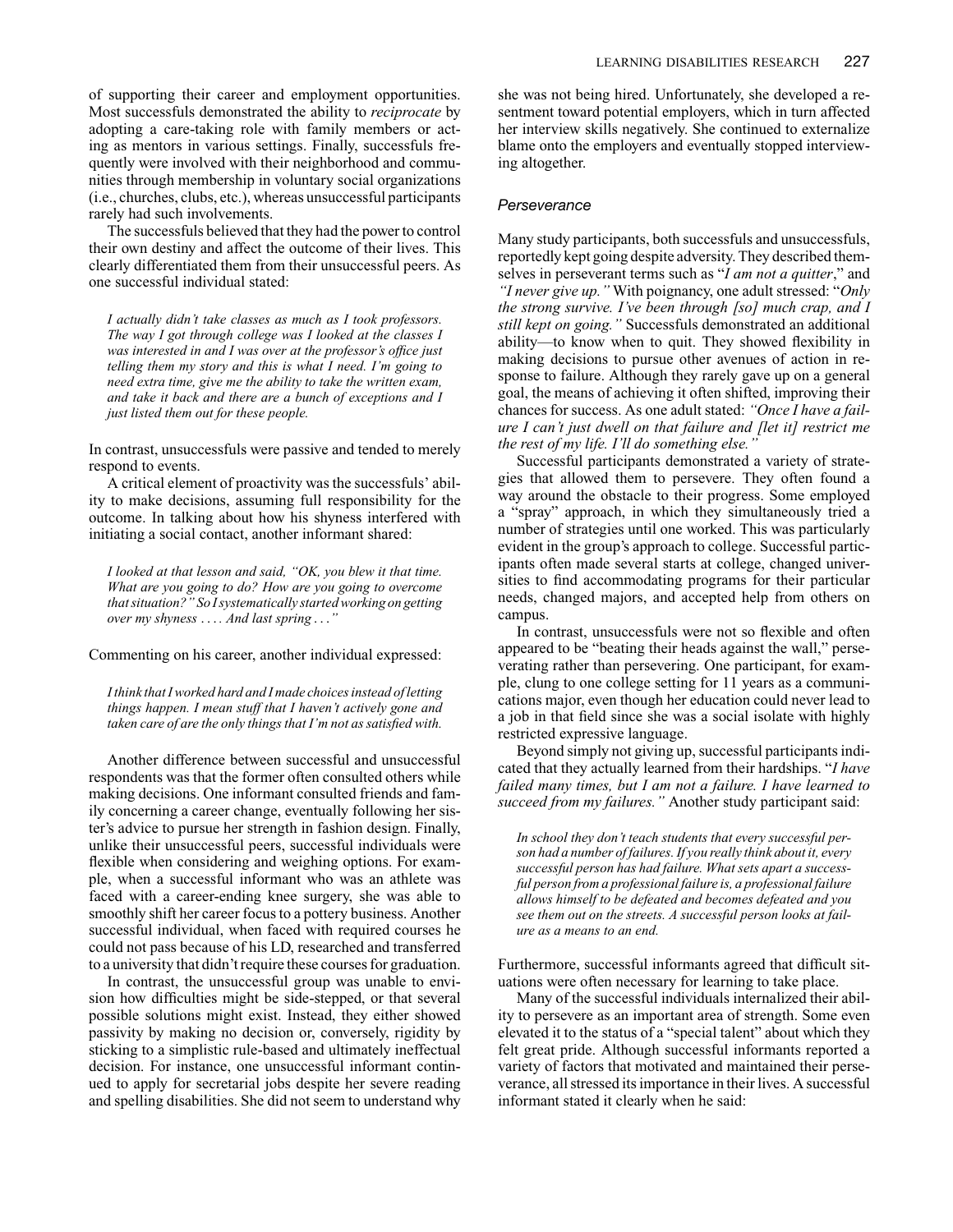of supporting their career and employment opportunities. Most successfuls demonstrated the ability to *reciprocate* by adopting a care-taking role with family members or acting as mentors in various settings. Finally, successfuls frequently were involved with their neighborhood and communities through membership in voluntary social organizations (i.e., churches, clubs, etc.), whereas unsuccessful participants rarely had such involvements.

The successfuls believed that they had the power to control their own destiny and affect the outcome of their lives. This clearly differentiated them from their unsuccessful peers. As one successful individual stated:

> *I actually didn't take classes as much as I took professors. The way I got through college was I looked at the classes I was interested in and I was over at the professor's office just telling them my story and this is what I need. I'm going to need extra time, give me the ability to take the written exam, and take it back and there are a bunch of exceptions and I just listed them out for these people.*

In contrast, unsuccessfuls were passive and tended to merely respond to events.

A critical element of proactivity was the successfuls' ability to make decisions, assuming full responsibility for the outcome. In talking about how his shyness interfered with initiating a social contact, another informant shared:

> *I looked at that lesson and said, "OK, you blew it that time. What are you going to do? How are you going to overcome that situation?" So I systematically started working on getting over my shyness .... And last spring ..."*

Commenting on his career, another individual expressed:

> *I think that I worked hard and I made choices instead of letting things happen. I mean stuff that I haven't actively gone and taken care of are the only things that I'm not as satisfied with.*

Another difference between successful and unsuccessful respondents was that the former often consulted others while making decisions. One informant consulted friends and family concerning a career change, eventually following her sister's advice to pursue her strength in fashion design. Finally, unlike their unsuccessful peers, successful individuals were flexible when considering and weighing options. For example, when a successful informant who was an athlete was faced with a career-ending knee surgery, she was able to smoothly shift her career focus to a pottery business. Another successful individual, when faced with required courses he could not pass because of his LD, researched and transferred to a university that didn't require these courses for graduation.

In contrast, the unsuccessful group was unable to envision how difficulties might be side-stepped, or that several possible solutions might exist. Instead, they either showed passivity by making no decision or, conversely, rigidity by sticking to a simplistic rule-based and ultimately ineffectual decision. For instance, one unsuccessful informant continued to apply for secretarial jobs despite her severe reading and spelling disabilities. She did not seem to understand why she was not being hired. Unfortunately, she developed a resentment toward potential employers, which in turn affected her interview skills negatively. She continued to externalize blame onto the employers and eventually stopped interviewing altogether.

### *Perseverance*

Many study participants, both successfuls and unsuccessfuls, reportedly kept going despite adversity. They described themselves in perseverant terms such as "*I am not a quitter*," and *"I never give up."* With poignancy, one adult stressed: "*Only the strong survive. I've been through [so] much crap, and I still kept on going."* Successfuls demonstrated an additional ability—to know when to quit. They showed flexibility in making decisions to pursue other avenues of action in response to failure. Although they rarely gave up on a general goal, the means of achieving it often shifted, improving their chances for success. As one adult stated: *"Once I have a failure I can't just dwell on that failure and [let it] restrict me the rest of my life. I'll do something else."*

Successful participants demonstrated a variety of strategies that allowed them to persevere. They often found a way around the obstacle to their progress. Some employed a "spray" approach, in which they simultaneously tried a number of strategies until one worked. This was particularly evident in the group's approach to college. Successful participants often made several starts at college, changed universities to find accommodating programs for their particular needs, changed majors, and accepted help from others on campus.

In contrast, unsuccessfuls were not so flexible and often appeared to be "beating their heads against the wall," perseverating rather than persevering. One participant, for example, clung to one college setting for 11 years as a communications major, even though her education could never lead to a job in that field since she was a social isolate with highly restricted expressive language.

Beyond simply not giving up, successful participants indicated that they actually learned from their hardships. "*I have failed many times, but I am not a failure. I have learned to succeed from my failures."* Another study participant said:

> *In school they don't teach students that every successful person had a number of failures. If you really think about it, every successful person has had failure. What sets apart a successful person from a professional failure is, a professional failure allows himself to be defeated and becomes defeated and you see them out on the streets. A successful person looks at failure as a means to an end.*

Furthermore, successful informants agreed that difficult situations were often necessary for learning to take place.

Many of the successful individuals internalized their ability to persevere as an important area of strength. Some even elevated it to the status of a "special talent" about which they felt great pride. Although successful informants reported a variety of factors that motivated and maintained their perseverance, all stressed its importance in their lives. A successful informant stated it clearly when he said: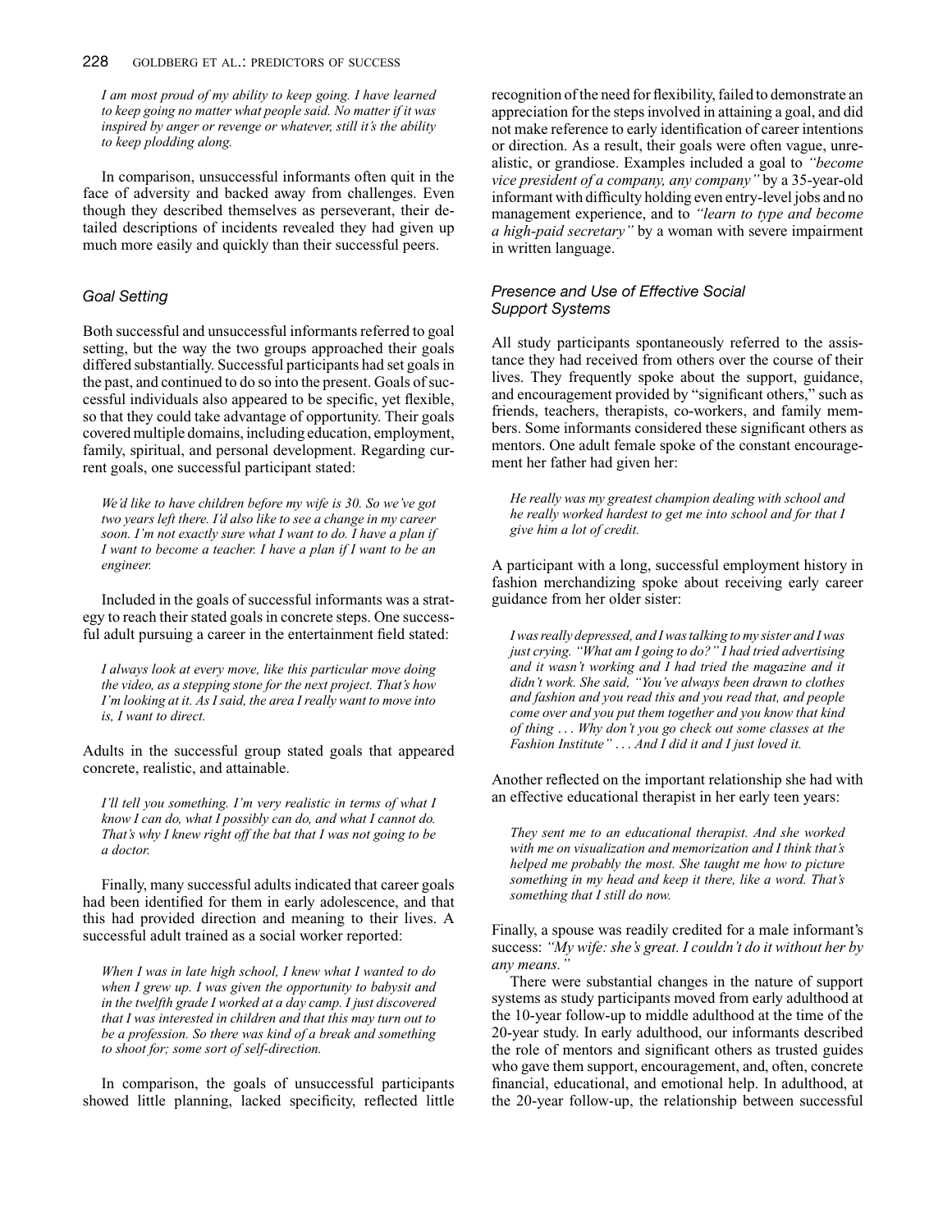*I am most proud of my ability to keep going. I have learned to keep going no matter what people said. No matter if it was inspired by anger or revenge or whatever, still it's the ability to keep plodding along.*

In comparison, unsuccessful informants often quit in the face of adversity and backed away from challenges. Even though they described themselves as perseverant, their detailed descriptions of incidents revealed they had given up much more easily and quickly than their successful peers.

### Goal Setting

Both successful and unsuccessful informants referred to goal setting, but the way the two groups approached their goals differed substantially. Successful participants had set goals in the past, and continued to do so into the present. Goals of successful individuals also appeared to be specific, yet flexible, so that they could take advantage of opportunity. Their goals covered multiple domains, including education, employment, family, spiritual, and personal development. Regarding current goals, one successful participant stated:

*We'd like to have children before my wife is 30. So we've got two years left there. I'd also like to see a change in my career soon. I'm not exactly sure what I want to do. I have a plan if I want to become a teacher. I have a plan if I want to be an engineer.*

Included in the goals of successful informants was a strategy to reach their stated goals in concrete steps. One successful adult pursuing a career in the entertainment field stated:

*I always look at every move, like this particular move doing the video, as a stepping stone for the next project. That's how I'm looking at it. As I said, the area I really want to move into is, I want to direct.*

Adults in the successful group stated goals that appeared concrete, realistic, and attainable.

*I'll tell you something. I'm very realistic in terms of what I know I can do, what I possibly can do, and what I cannot do. That's why I knew right off the bat that I was not going to be a doctor.*

Finally, many successful adults indicated that career goals had been identified for them in early adolescence, and that this had provided direction and meaning to their lives. A successful adult trained as a social worker reported:

*When I was in late high school, I knew what I wanted to do when I grew up. I was given the opportunity to babysit and in the twelfth grade I worked at a day camp. I just discovered that I was interested in children and that this may turn out to be a profession. So there was kind of a break and something to shoot for; some sort of self-direction.*

In comparison, the goals of unsuccessful participants showed little planning, lacked specificity, reflected little recognition of the need for flexibility, failed to demonstrate an appreciation for the steps involved in attaining a goal, and did not make reference to early identification of career intentions or direction. As a result, their goals were often vague, unrealistic, or grandiose. Examples included a goal to *"become vice president of a company, any company"* by a 35-year-old informant with difficulty holding even entry-level jobs and no management experience, and to *"learn to type and become a high-paid secretary"* by a woman with severe impairment in written language.

### Presence and Use of Effective Social Support Systems

All study participants spontaneously referred to the assistance they had received from others over the course of their lives. They frequently spoke about the support, guidance, and encouragement provided by "significant others," such as friends, teachers, therapists, co-workers, and family members. Some informants considered these significant others as mentors. One adult female spoke of the constant encouragement her father had given her:

*He really was my greatest champion dealing with school and he really worked hardest to get me into school and for that I give him a lot of credit.*

A participant with a long, successful employment history in fashion merchandizing spoke about receiving early career guidance from her older sister:

*I was really depressed, and I was talking to my sister and I was just crying. "What am I going to do?" I had tried advertising and it wasn't working and I had tried the magazine and it didn't work. She said, "You've always been drawn to clothes and fashion and you read this and you read that, and people come over and you put them together and you know that kind of thing . . . Why don't you go check out some classes at the Fashion Institute" . . . And I did it and I just loved it.*

Another reflected on the important relationship she had with an effective educational therapist in her early teen years:

*They sent me to an educational therapist. And she worked with me on visualization and memorization and I think that's helped me probably the most. She taught me how to picture something in my head and keep it there, like a word. That's something that I still do now.*

Finally, a spouse was readily credited for a male informant's success: *"My wife: she's great. I couldn't do it without her by any means."*

There were substantial changes in the nature of support systems as study participants moved from early adulthood at the 10-year follow-up to middle adulthood at the time of the 20-year study. In early adulthood, our informants described the role of mentors and significant others as trusted guides who gave them support, encouragement, and, often, concrete financial, educational, and emotional help. In adulthood, at the 20-year follow-up, the relationship between successful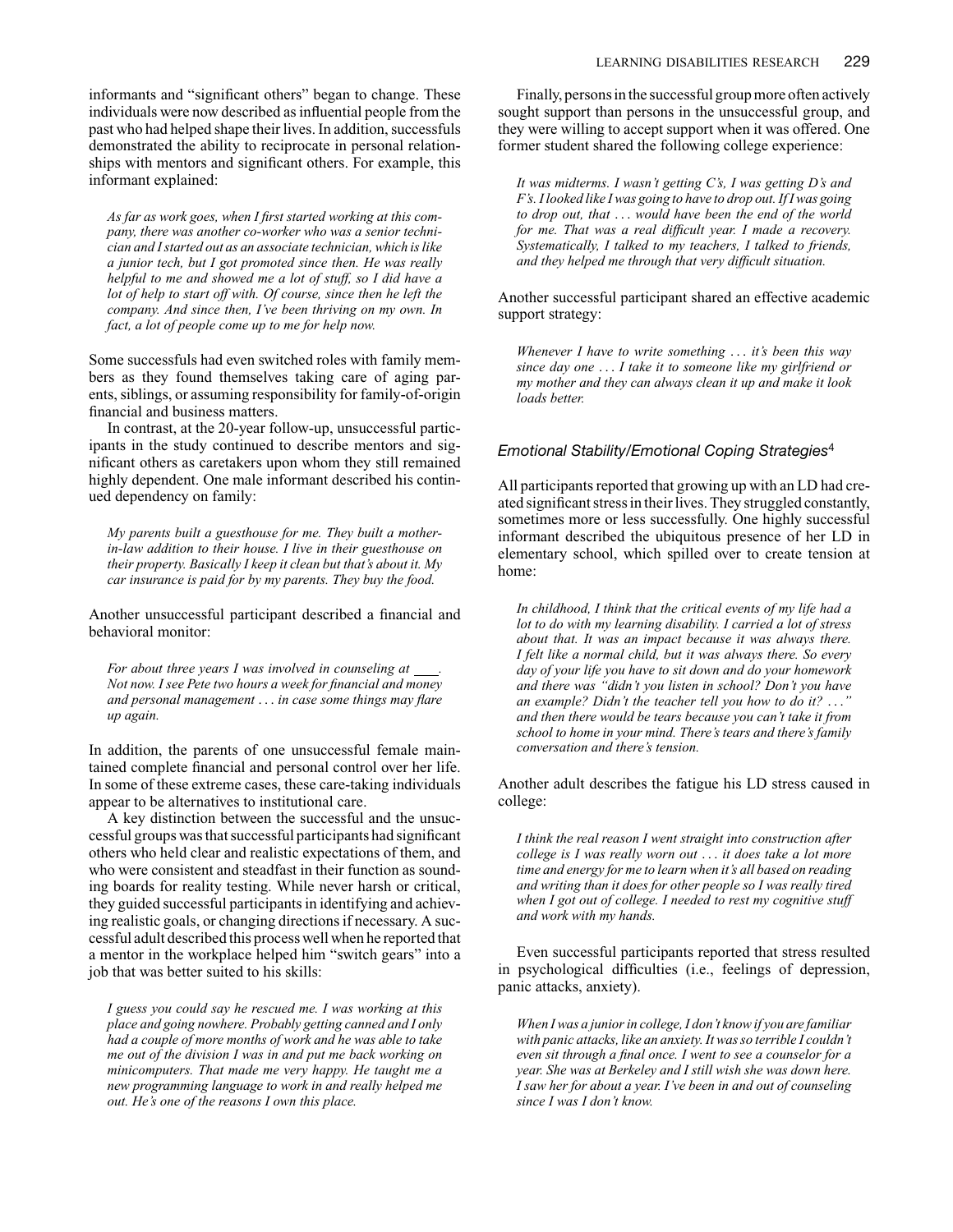informants and "significant others" began to change. These individuals were now described as influential people from the past who had helped shape their lives. In addition, successfuls demonstrated the ability to reciprocate in personal relationships with mentors and significant others. For example, this informant explained:

> *As far as work goes, when I first started working at this company, there was another co-worker who was a senior technician and I started out as an associate technician, which is like a junior tech, but I got promoted since then. He was really helpful to me and showed me a lot of stuff, so I did have a lot of help to start off with. Of course, since then he left the company. And since then, I've been thriving on my own. In fact, a lot of people come up to me for help now.*

Some successfuls had even switched roles with family members as they found themselves taking care of aging parents, siblings, or assuming responsibility for family-of-origin financial and business matters.

In contrast, at the 20-year follow-up, unsuccessful participants in the study continued to describe mentors and significant others as caretakers upon whom they still remained highly dependent. One male informant described his continued dependency on family:

> *My parents built a guesthouse for me. They built a mother-in-law addition to their house. I live in their guesthouse on their property. Basically I keep it clean but that's about it. My car insurance is paid for by my parents. They buy the food.*

Another unsuccessful participant described a financial and behavioral monitor:

> *For about three years I was involved in counseling at \_\_\_. Not now. I see Pete two hours a week for financial and money and personal management . . . in case some things may flare up again.*

In addition, the parents of one unsuccessful female maintained complete financial and personal control over her life. In some of these extreme cases, these care-taking individuals appear to be alternatives to institutional care.

A key distinction between the successful and the unsuccessful groups was that successful participants had significant others who held clear and realistic expectations of them, and who were consistent and steadfast in their function as sounding boards for reality testing. While never harsh or critical, they guided successful participants in identifying and achieving realistic goals, or changing directions if necessary. A successful adult described this process well when he reported that a mentor in the workplace helped him "switch gears" into a job that was better suited to his skills:

> *I guess you could say he rescued me. I was working at this place and going nowhere. Probably getting canned and I only had a couple of more months of work and he was able to take me out of the division I was in and put me back working on minicomputers. That made me very happy. He taught me a new programming language to work in and really helped me out. He's one of the reasons I own this place.*

Finally, persons in the successful group more often actively sought support than persons in the unsuccessful group, and they were willing to accept support when it was offered. One former student shared the following college experience:

> *It was midterms. I wasn't getting C's, I was getting D's and F's. I looked like I was going to have to drop out. If I was going to drop out, that . . . would have been the end of the world for me. That was a real difficult year. I made a recovery. Systematically, I talked to my teachers, I talked to friends, and they helped me through that very difficult situation.*

Another successful participant shared an effective academic support strategy:

> *Whenever I have to write something . . . it's been this way since day one . . . I take it to someone like my girlfriend or my mother and they can always clean it up and make it look loads better.*

### *Emotional Stability/Emotional Coping Strategies*[4]

All participants reported that growing up with an LD had created significant stress in their lives. They struggled constantly, sometimes more or less successfully. One highly successful informant described the ubiquitous presence of her LD in elementary school, which spilled over to create tension at home:

> *In childhood, I think that the critical events of my life had a lot to do with my learning disability. I carried a lot of stress about that. It was an impact because it was always there. I felt like a normal child, but it was always there. So every day of your life you have to sit down and do your homework and there was "didn't you listen in school? Don't you have an example? Didn't the teacher tell you how to do it? . . ." and then there would be tears because you can't take it from school to home in your mind. There's tears and there's family conversation and there's tension.*

Another adult describes the fatigue his LD stress caused in college:

> *I think the real reason I went straight into construction after college is I was really worn out . . . it does take a lot more time and energy for me to learn when it's all based on reading and writing than it does for other people so I was really tired when I got out of college. I needed to rest my cognitive stuff and work with my hands.*

Even successful participants reported that stress resulted in psychological difficulties (i.e., feelings of depression, panic attacks, anxiety).

> *When I was a junior in college, I don't know if you are familiar with panic attacks, like an anxiety. It was so terrible I couldn't even sit through a final once. I went to see a counselor for a year. She was at Berkeley and I still wish she was down here. I saw her for about a year. I've been in and out of counseling since I was I don't know.*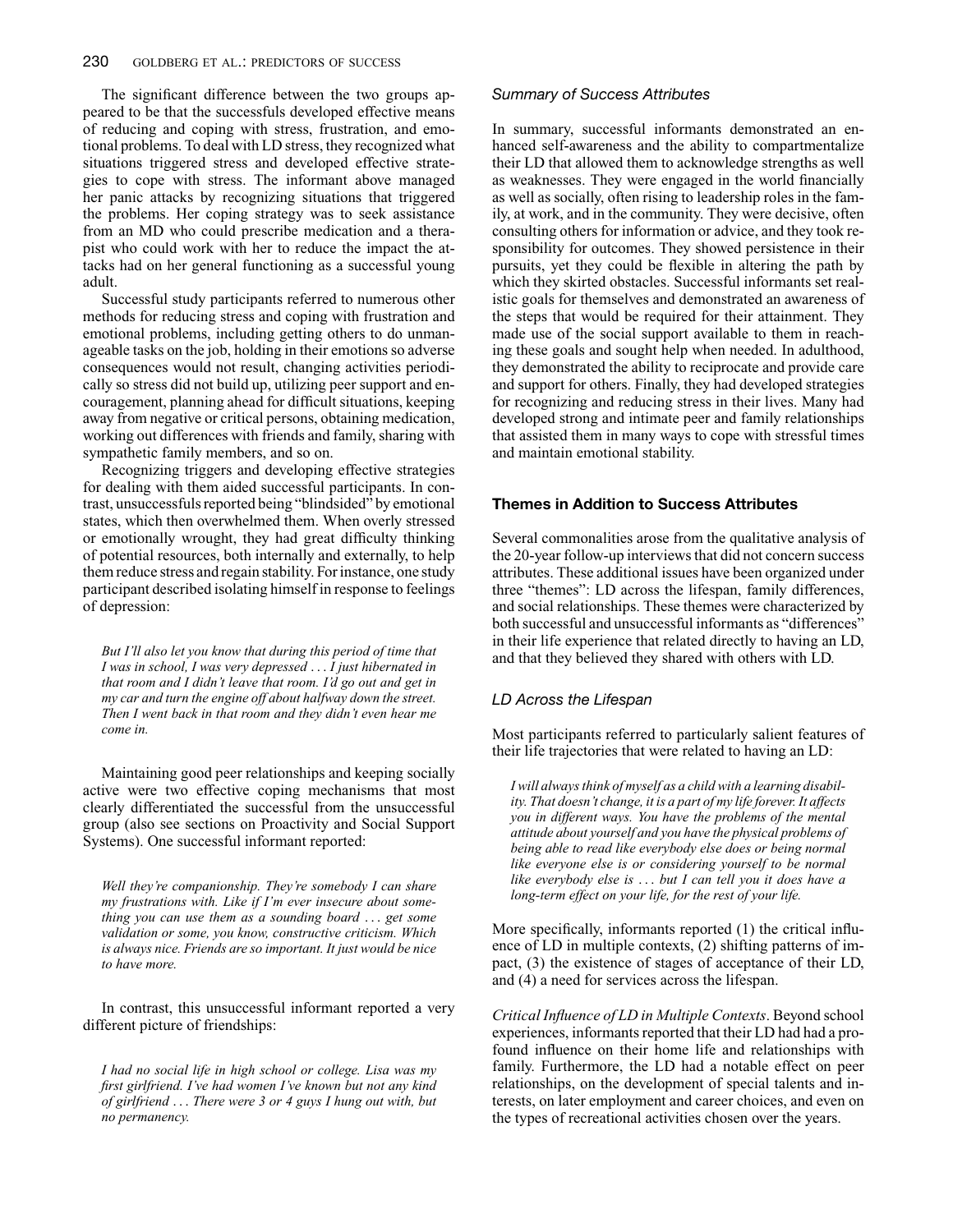The significant difference between the two groups appeared to be that the successfuls developed effective means of reducing and coping with stress, frustration, and emotional problems. To deal with LD stress, they recognized what situations triggered stress and developed effective strategies to cope with stress. The informant above managed her panic attacks by recognizing situations that triggered the problems. Her coping strategy was to seek assistance from an MD who could prescribe medication and a therapist who could work with her to reduce the impact the attacks had on her general functioning as a successful young adult.

Successful study participants referred to numerous other methods for reducing stress and coping with frustration and emotional problems, including getting others to do unmanageable tasks on the job, holding in their emotions so adverse consequences would not result, changing activities periodically so stress did not build up, utilizing peer support and encouragement, planning ahead for difficult situations, keeping away from negative or critical persons, obtaining medication, working out differences with friends and family, sharing with sympathetic family members, and so on.

Recognizing triggers and developing effective strategies for dealing with them aided successful participants. In contrast, unsuccessfuls reported being "blindsided" by emotional states, which then overwhelmed them. When overly stressed or emotionally wrought, they had great difficulty thinking of potential resources, both internally and externally, to help them reduce stress and regain stability. For instance, one study participant described isolating himself in response to feelings of depression:

> *But I'll also let you know that during this period of time that I was in school, I was very depressed . . . I just hibernated in that room and I didn't leave that room. I'd go out and get in my car and turn the engine off about halfway down the street. Then I went back in that room and they didn't even hear me come in.*

Maintaining good peer relationships and keeping socially active were two effective coping mechanisms that most clearly differentiated the successful from the unsuccessful group (also see sections on Proactivity and Social Support Systems). One successful informant reported:

> *Well they're companionship. They're somebody I can share my frustrations with. Like if I'm ever insecure about something you can use them as a sounding board . . . get some validation or some, you know, constructive criticism. Which is always nice. Friends are so important. It just would be nice to have more.*

In contrast, this unsuccessful informant reported a very different picture of friendships:

> *I had no social life in high school or college. Lisa was my first girlfriend. I've had women I've known but not any kind of girlfriend . . . There were 3 or 4 guys I hung out with, but no permanency.*

### *Summary of Success Attributes*

In summary, successful informants demonstrated an enhanced self-awareness and the ability to compartmentalize their LD that allowed them to acknowledge strengths as well as weaknesses. They were engaged in the world financially as well as socially, often rising to leadership roles in the family, at work, and in the community. They were decisive, often consulting others for information or advice, and they took responsibility for outcomes. They showed persistence in their pursuits, yet they could be flexible in altering the path by which they skirted obstacles. Successful informants set realistic goals for themselves and demonstrated an awareness of the steps that would be required for their attainment. They made use of the social support available to them in reaching these goals and sought help when needed. In adulthood, they demonstrated the ability to reciprocate and provide care and support for others. Finally, they had developed strategies for recognizing and reducing stress in their lives. Many had developed strong and intimate peer and family relationships that assisted them in many ways to cope with stressful times and maintain emotional stability.

## Themes in Addition to Success Attributes

Several commonalities arose from the qualitative analysis of the 20-year follow-up interviews that did not concern success attributes. These additional issues have been organized under three "themes": LD across the lifespan, family differences, and social relationships. These themes were characterized by both successful and unsuccessful informants as "differences" in their life experience that related directly to having an LD, and that they believed they shared with others with LD.

### *LD Across the Lifespan*

Most participants referred to particularly salient features of their life trajectories that were related to having an LD:

> *I will always think of myself as a child with a learning disability. That doesn't change, it is a part of my life forever. It affects you in different ways. You have the problems of the mental attitude about yourself and you have the physical problems of being able to read like everybody else does or being normal like everyone else is or considering yourself to be normal like everybody else is . . . but I can tell you it does have a long-term effect on your life, for the rest of your life.*

More specifically, informants reported (1) the critical influence of LD in multiple contexts, (2) shifting patterns of impact, (3) the existence of stages of acceptance of their LD, and (4) a need for services across the lifespan.

*Critical Influence of LD in Multiple Contexts*. Beyond school experiences, informants reported that their LD had had a profound influence on their home life and relationships with family. Furthermore, the LD had a notable effect on peer relationships, on the development of special talents and interests, on later employment and career choices, and even on the types of recreational activities chosen over the years.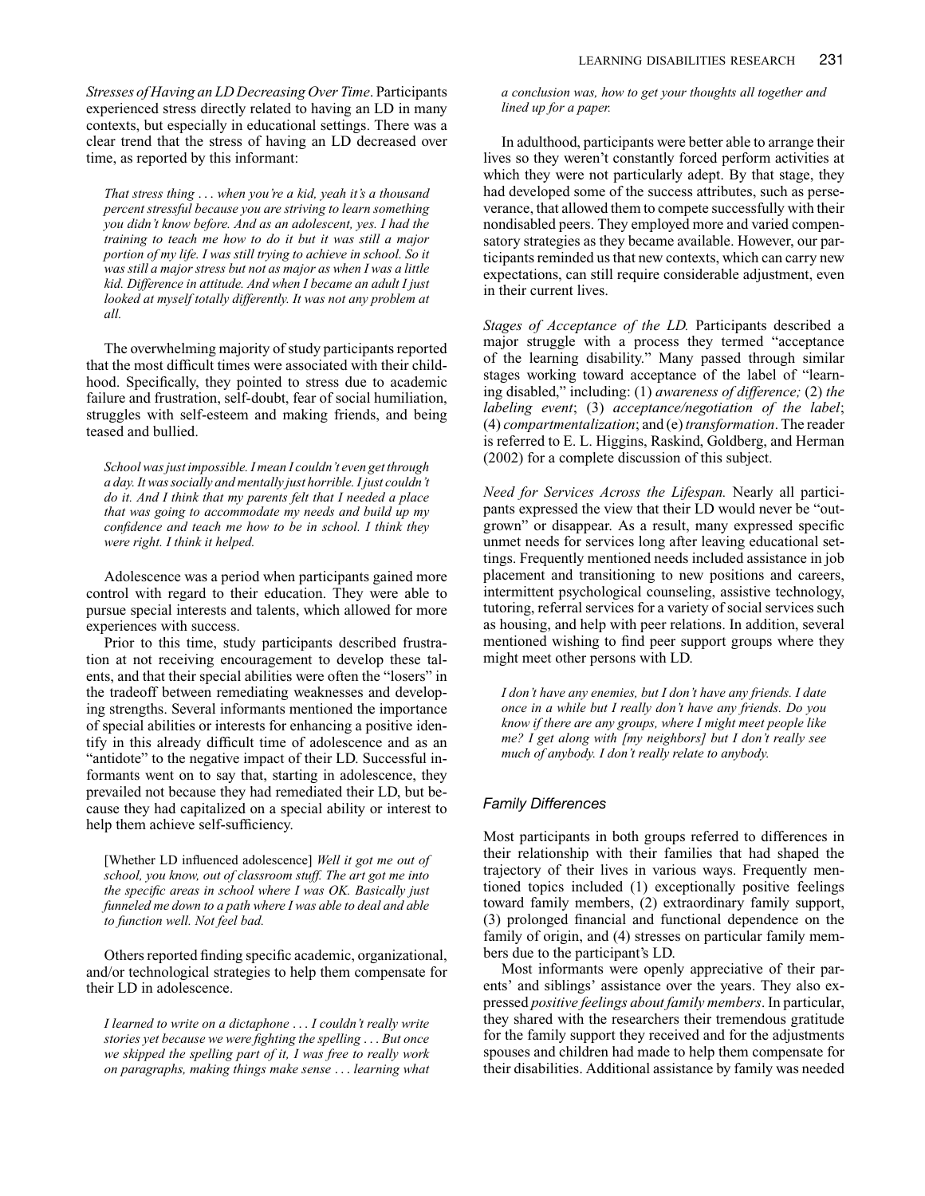*Stresses of Having an LD Decreasing Over Time*. Participants experienced stress directly related to having an LD in many contexts, but especially in educational settings. There was a clear trend that the stress of having an LD decreased over time, as reported by this informant:

> *That stress thing . . . when you're a kid, yeah it's a thousand percent stressful because you are striving to learn something you didn't know before. And as an adolescent, yes. I had the training to teach me how to do it but it was still a major portion of my life. I was still trying to achieve in school. So it was still a major stress but not as major as when I was a little kid. Difference in attitude. And when I became an adult I just looked at myself totally differently. It was not any problem at all.*

The overwhelming majority of study participants reported that the most difficult times were associated with their childhood. Specifically, they pointed to stress due to academic failure and frustration, self-doubt, fear of social humiliation, struggles with self-esteem and making friends, and being teased and bullied.

> *School was just impossible. I mean I couldn't even get through a day. It was socially and mentally just horrible. I just couldn't do it. And I think that my parents felt that I needed a place that was going to accommodate my needs and build up my confidence and teach me how to be in school. I think they were right. I think it helped.*

Adolescence was a period when participants gained more control with regard to their education. They were able to pursue special interests and talents, which allowed for more experiences with success.

Prior to this time, study participants described frustration at not receiving encouragement to develop these talents, and that their special abilities were often the "losers" in the tradeoff between remediating weaknesses and developing strengths. Several informants mentioned the importance of special abilities or interests for enhancing a positive identify in this already difficult time of adolescence and as an "antidote" to the negative impact of their LD. Successful informants went on to say that, starting in adolescence, they prevailed not because they had remediated their LD, but because they had capitalized on a special ability or interest to help them achieve self-sufficiency.

> [Whether LD influenced adolescence] *Well it got me out of school, you know, out of classroom stuff. The art got me into the specific areas in school where I was OK. Basically just funneled me down to a path where I was able to deal and able to function well. Not feel bad.*

Others reported finding specific academic, organizational, and/or technological strategies to help them compensate for their LD in adolescence.

> *I learned to write on a dictaphone . . . I couldn't really write stories yet because we were fighting the spelling . . . But once we skipped the spelling part of it, I was free to really work on paragraphs, making things make sense . . . learning what a conclusion was, how to get your thoughts all together and lined up for a paper.*

In adulthood, participants were better able to arrange their lives so they weren't constantly forced perform activities at which they were not particularly adept. By that stage, they had developed some of the success attributes, such as perseverance, that allowed them to compete successfully with their nondisabled peers. They employed more and varied compensatory strategies as they became available. However, our participants reminded us that new contexts, which can carry new expectations, can still require considerable adjustment, even in their current lives.

*Stages of Acceptance of the LD.* Participants described a major struggle with a process they termed "acceptance of the learning disability." Many passed through similar stages working toward acceptance of the label of "learning disabled," including: (1) *awareness of difference;* (2) *the labeling event*; (3) *acceptance/negotiation of the label*; (4) *compartmentalization*; and (e) *transformation*. The reader is referred to E. L. Higgins, Raskind, Goldberg, and Herman (2002) for a complete discussion of this subject.

*Need for Services Across the Lifespan.* Nearly all participants expressed the view that their LD would never be "outgrown" or disappear. As a result, many expressed specific unmet needs for services long after leaving educational settings. Frequently mentioned needs included assistance in job placement and transitioning to new positions and careers, intermittent psychological counseling, assistive technology, tutoring, referral services for a variety of social services such as housing, and help with peer relations. In addition, several mentioned wishing to find peer support groups where they might meet other persons with LD.

> *I don't have any enemies, but I don't have any friends. I date once in a while but I really don't have any friends. Do you know if there are any groups, where I might meet people like me? I get along with [my neighbors] but I don't really see much of anybody. I don't really relate to anybody.*

### Family Differences

Most participants in both groups referred to differences in their relationship with their families that had shaped the trajectory of their lives in various ways. Frequently mentioned topics included (1) exceptionally positive feelings toward family members, (2) extraordinary family support, (3) prolonged financial and functional dependence on the family of origin, and (4) stresses on particular family members due to the participant's LD.

Most informants were openly appreciative of their parents' and siblings' assistance over the years. They also expressed *positive feelings about family members*. In particular, they shared with the researchers their tremendous gratitude for the family support they received and for the adjustments spouses and children had made to help them compensate for their disabilities. Additional assistance by family was needed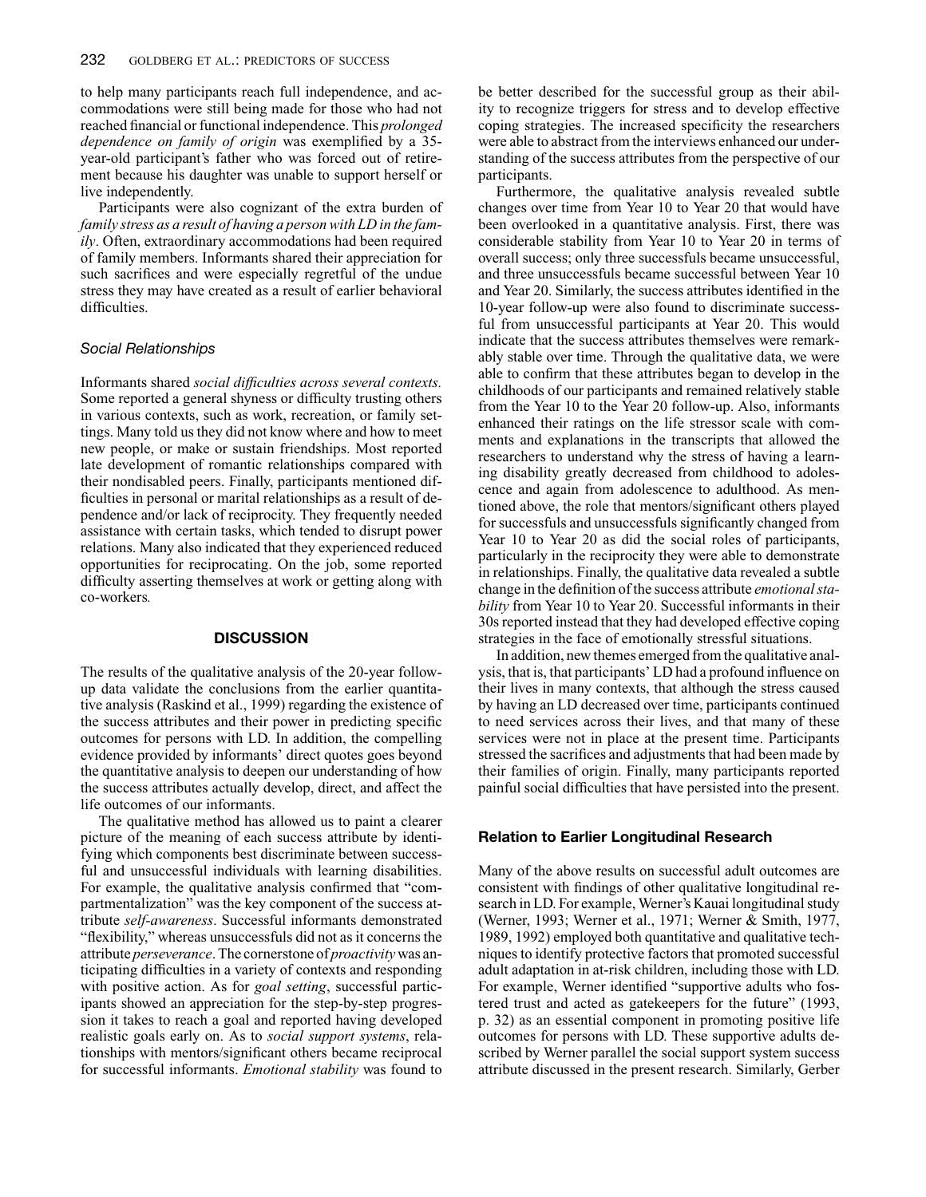to help many participants reach full independence, and accommodations were still being made for those who had not reached financial or functional independence. This *prolonged dependence on family of origin* was exemplified by a 35-year-old participant's father who was forced out of retirement because his daughter was unable to support herself or live independently.

Participants were also cognizant of the extra burden of *family stress as a result of having a person with LD in the family*. Often, extraordinary accommodations had been required of family members. Informants shared their appreciation for such sacrifices and were especially regretful of the undue stress they may have created as a result of earlier behavioral difficulties.

### Social Relationships

Informants shared *social difficulties across several contexts.* Some reported a general shyness or difficulty trusting others in various contexts, such as work, recreation, or family settings. Many told us they did not know where and how to meet new people, or make or sustain friendships. Most reported late development of romantic relationships compared with their nondisabled peers. Finally, participants mentioned difficulties in personal or marital relationships as a result of dependence and/or lack of reciprocity. They frequently needed assistance with certain tasks, which tended to disrupt power relations. Many also indicated that they experienced reduced opportunities for reciprocating. On the job, some reported difficulty asserting themselves at work or getting along with co-workers*.*

## DISCUSSION

The results of the qualitative analysis of the 20-year follow-up data validate the conclusions from the earlier quantitative analysis (Raskind et al., 1999) regarding the existence of the success attributes and their power in predicting specific outcomes for persons with LD. In addition, the compelling evidence provided by informants' direct quotes goes beyond the quantitative analysis to deepen our understanding of how the success attributes actually develop, direct, and affect the life outcomes of our informants.

The qualitative method has allowed us to paint a clearer picture of the meaning of each success attribute by identifying which components best discriminate between successful and unsuccessful individuals with learning disabilities. For example, the qualitative analysis confirmed that "compartmentalization" was the key component of the success attribute *self-awareness*. Successful informants demonstrated "flexibility," whereas unsuccessfuls did not as it concerns the attribute *perseverance*. The cornerstone of *proactivity* was anticipating difficulties in a variety of contexts and responding with positive action. As for *goal setting*, successful participants showed an appreciation for the step-by-step progression it takes to reach a goal and reported having developed realistic goals early on. As to *social support systems*, relationships with mentors/significant others became reciprocal for successful informants. *Emotional stability* was found to be better described for the successful group as their ability to recognize triggers for stress and to develop effective coping strategies. The increased specificity the researchers were able to abstract from the interviews enhanced our understanding of the success attributes from the perspective of our participants.

Furthermore, the qualitative analysis revealed subtle changes over time from Year 10 to Year 20 that would have been overlooked in a quantitative analysis. First, there was considerable stability from Year 10 to Year 20 in terms of overall success; only three successfuls became unsuccessful, and three unsuccessfuls became successful between Year 10 and Year 20. Similarly, the success attributes identified in the 10-year follow-up were also found to discriminate successful from unsuccessful participants at Year 20. This would indicate that the success attributes themselves were remarkably stable over time. Through the qualitative data, we were able to confirm that these attributes began to develop in the childhoods of our participants and remained relatively stable from the Year 10 to the Year 20 follow-up. Also, informants enhanced their ratings on the life stressor scale with comments and explanations in the transcripts that allowed the researchers to understand why the stress of having a learning disability greatly decreased from childhood to adolescence and again from adolescence to adulthood. As mentioned above, the role that mentors/significant others played for successfuls and unsuccessfuls significantly changed from Year 10 to Year 20 as did the social roles of participants, particularly in the reciprocity they were able to demonstrate in relationships. Finally, the qualitative data revealed a subtle change in the definition of the success attribute *emotional stability* from Year 10 to Year 20. Successful informants in their 30s reported instead that they had developed effective coping strategies in the face of emotionally stressful situations.

In addition, new themes emerged from the qualitative analysis, that is, that participants' LD had a profound influence on their lives in many contexts, that although the stress caused by having an LD decreased over time, participants continued to need services across their lives, and that many of these services were not in place at the present time. Participants stressed the sacrifices and adjustments that had been made by their families of origin. Finally, many participants reported painful social difficulties that have persisted into the present.

### Relation to Earlier Longitudinal Research

Many of the above results on successful adult outcomes are consistent with findings of other qualitative longitudinal research in LD. For example, Werner's Kauai longitudinal study (Werner, 1993; Werner et al., 1971; Werner & Smith, 1977, 1989, 1992) employed both quantitative and qualitative techniques to identify protective factors that promoted successful adult adaptation in at-risk children, including those with LD. For example, Werner identified "supportive adults who fostered trust and acted as gatekeepers for the future" (1993, p. 32) as an essential component in promoting positive life outcomes for persons with LD. These supportive adults described by Werner parallel the social support system success attribute discussed in the present research. Similarly, Gerber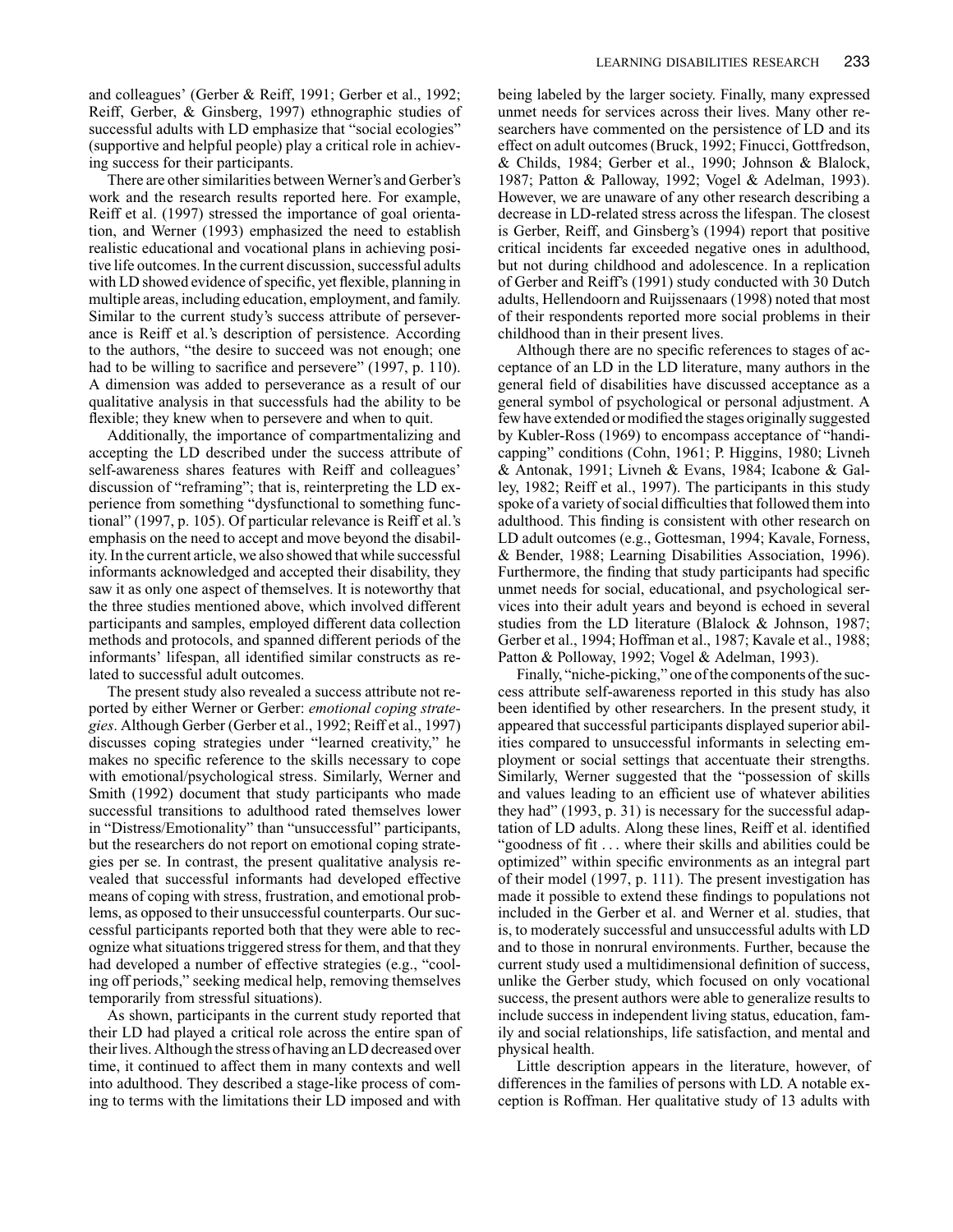and colleagues' (Gerber & Reiff, 1991; Gerber et al., 1992; Reiff, Gerber, & Ginsberg, 1997) ethnographic studies of successful adults with LD emphasize that "social ecologies" (supportive and helpful people) play a critical role in achieving success for their participants.

There are other similarities between Werner's and Gerber's work and the research results reported here. For example, Reiff et al. (1997) stressed the importance of goal orientation, and Werner (1993) emphasized the need to establish realistic educational and vocational plans in achieving positive life outcomes. In the current discussion, successful adults with LD showed evidence of specific, yet flexible, planning in multiple areas, including education, employment, and family. Similar to the current study's success attribute of perseverance is Reiff et al.'s description of persistence. According to the authors, "the desire to succeed was not enough; one had to be willing to sacrifice and persevere" (1997, p. 110). A dimension was added to perseverance as a result of our qualitative analysis in that successfuls had the ability to be flexible; they knew when to persevere and when to quit.

Additionally, the importance of compartmentalizing and accepting the LD described under the success attribute of self-awareness shares features with Reiff and colleagues' discussion of "reframing"; that is, reinterpreting the LD experience from something "dysfunctional to something functional" (1997, p. 105). Of particular relevance is Reiff et al.'s emphasis on the need to accept and move beyond the disability. In the current article, we also showed that while successful informants acknowledged and accepted their disability, they saw it as only one aspect of themselves. It is noteworthy that the three studies mentioned above, which involved different participants and samples, employed different data collection methods and protocols, and spanned different periods of the informants' lifespan, all identified similar constructs as related to successful adult outcomes.

The present study also revealed a success attribute not reported by either Werner or Gerber: *emotional coping strategies*. Although Gerber (Gerber et al., 1992; Reiff et al., 1997) discusses coping strategies under "learned creativity," he makes no specific reference to the skills necessary to cope with emotional/psychological stress. Similarly, Werner and Smith (1992) document that study participants who made successful transitions to adulthood rated themselves lower in "Distress/Emotionality" than "unsuccessful" participants, but the researchers do not report on emotional coping strategies per se. In contrast, the present qualitative analysis revealed that successful informants had developed effective means of coping with stress, frustration, and emotional problems, as opposed to their unsuccessful counterparts. Our successful participants reported both that they were able to recognize what situations triggered stress for them, and that they had developed a number of effective strategies (e.g., "cooling off periods," seeking medical help, removing themselves temporarily from stressful situations).

As shown, participants in the current study reported that their LD had played a critical role across the entire span of their lives. Although the stress of having an LD decreased over time, it continued to affect them in many contexts and well into adulthood. They described a stage-like process of coming to terms with the limitations their LD imposed and with being labeled by the larger society. Finally, many expressed unmet needs for services across their lives. Many other researchers have commented on the persistence of LD and its effect on adult outcomes (Bruck, 1992; Finucci, Gottfredson, & Childs, 1984; Gerber et al., 1990; Johnson & Blalock, 1987; Patton & Palloway, 1992; Vogel & Adelman, 1993). However, we are unaware of any other research describing a decrease in LD-related stress across the lifespan. The closest is Gerber, Reiff, and Ginsberg's (1994) report that positive critical incidents far exceeded negative ones in adulthood, but not during childhood and adolescence. In a replication of Gerber and Reiff's (1991) study conducted with 30 Dutch adults, Hellendoorn and Ruijssenaars (1998) noted that most of their respondents reported more social problems in their childhood than in their present lives.

Although there are no specific references to stages of acceptance of an LD in the LD literature, many authors in the general field of disabilities have discussed acceptance as a general symbol of psychological or personal adjustment. A few have extended or modified the stages originally suggested by Kubler-Ross (1969) to encompass acceptance of "handicapping" conditions (Cohn, 1961; P. Higgins, 1980; Livneh & Antonak, 1991; Livneh & Evans, 1984; Icabone & Galley, 1982; Reiff et al., 1997). The participants in this study spoke of a variety of social difficulties that followed them into adulthood. This finding is consistent with other research on LD adult outcomes (e.g., Gottesman, 1994; Kavale, Forness, & Bender, 1988; Learning Disabilities Association, 1996). Furthermore, the finding that study participants had specific unmet needs for social, educational, and psychological services into their adult years and beyond is echoed in several studies from the LD literature (Blalock & Johnson, 1987; Gerber et al., 1994; Hoffman et al., 1987; Kavale et al., 1988; Patton & Polloway, 1992; Vogel & Adelman, 1993).

Finally, "niche-picking," one of the components of the success attribute self-awareness reported in this study has also been identified by other researchers. In the present study, it appeared that successful participants displayed superior abilities compared to unsuccessful informants in selecting employment or social settings that accentuate their strengths. Similarly, Werner suggested that the "possession of skills and values leading to an efficient use of whatever abilities they had" (1993, p. 31) is necessary for the successful adaptation of LD adults. Along these lines, Reiff et al. identified "goodness of fit . . . where their skills and abilities could be optimized" within specific environments as an integral part of their model (1997, p. 111). The present investigation has made it possible to extend these findings to populations not included in the Gerber et al. and Werner et al. studies, that is, to moderately successful and unsuccessful adults with LD and to those in nonrural environments. Further, because the current study used a multidimensional definition of success, unlike the Gerber study, which focused on only vocational success, the present authors were able to generalize results to include success in independent living status, education, family and social relationships, life satisfaction, and mental and physical health.

Little description appears in the literature, however, of differences in the families of persons with LD. A notable exception is Roffman. Her qualitative study of 13 adults with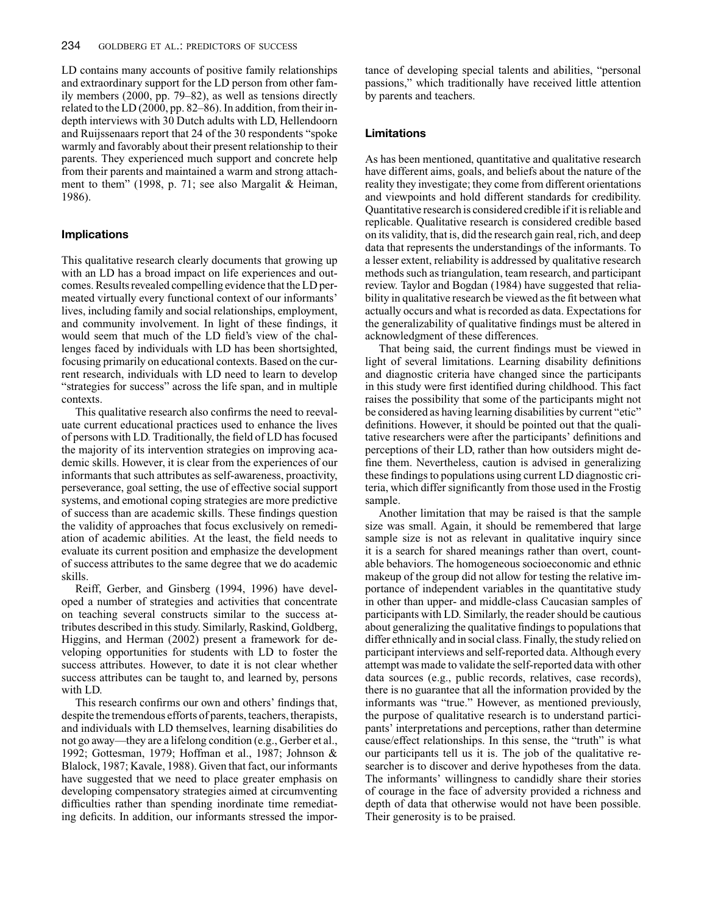LD contains many accounts of positive family relationships and extraordinary support for the LD person from other family members (2000, pp. 79–82), as well as tensions directly related to the LD (2000, pp. 82–86). In addition, from their in-depth interviews with 30 Dutch adults with LD, Hellendoorn and Ruijssenaars report that 24 of the 30 respondents "spoke warmly and favorably about their present relationship to their parents. They experienced much support and concrete help from their parents and maintained a warm and strong attachment to them" (1998, p. 71; see also Margalit & Heiman, 1986).

### Implications

This qualitative research clearly documents that growing up with an LD has a broad impact on life experiences and outcomes. Results revealed compelling evidence that the LD permeated virtually every functional context of our informants' lives, including family and social relationships, employment, and community involvement. In light of these findings, it would seem that much of the LD field's view of the challenges faced by individuals with LD has been shortsighted, focusing primarily on educational contexts. Based on the current research, individuals with LD need to learn to develop "strategies for success" across the life span, and in multiple contexts.

This qualitative research also confirms the need to reevaluate current educational practices used to enhance the lives of persons with LD. Traditionally, the field of LD has focused the majority of its intervention strategies on improving academic skills. However, it is clear from the experiences of our informants that such attributes as self-awareness, proactivity, perseverance, goal setting, the use of effective social support systems, and emotional coping strategies are more predictive of success than are academic skills. These findings question the validity of approaches that focus exclusively on remediation of academic abilities. At the least, the field needs to evaluate its current position and emphasize the development of success attributes to the same degree that we do academic skills.

Reiff, Gerber, and Ginsberg (1994, 1996) have developed a number of strategies and activities that concentrate on teaching several constructs similar to the success attributes described in this study. Similarly, Raskind, Goldberg, Higgins, and Herman (2002) present a framework for developing opportunities for students with LD to foster the success attributes. However, to date it is not clear whether success attributes can be taught to, and learned by, persons with LD.

This research confirms our own and others' findings that, despite the tremendous efforts of parents, teachers, therapists, and individuals with LD themselves, learning disabilities do not go away—they are a lifelong condition (e.g., Gerber et al., 1992; Gottesman, 1979; Hoffman et al., 1987; Johnson & Blalock, 1987; Kavale, 1988). Given that fact, our informants have suggested that we need to place greater emphasis on developing compensatory strategies aimed at circumventing difficulties rather than spending inordinate time remediating deficits. In addition, our informants stressed the importance of developing special talents and abilities, "personal passions," which traditionally have received little attention by parents and teachers.

### Limitations

As has been mentioned, quantitative and qualitative research have different aims, goals, and beliefs about the nature of the reality they investigate; they come from different orientations and viewpoints and hold different standards for credibility. Quantitative research is considered credible if it is reliable and replicable. Qualitative research is considered credible based on its validity, that is, did the research gain real, rich, and deep data that represents the understandings of the informants. To a lesser extent, reliability is addressed by qualitative research methods such as triangulation, team research, and participant review. Taylor and Bogdan (1984) have suggested that reliability in qualitative research be viewed as the fit between what actually occurs and what is recorded as data. Expectations for the generalizability of qualitative findings must be altered in acknowledgment of these differences.

That being said, the current findings must be viewed in light of several limitations. Learning disability definitions and diagnostic criteria have changed since the participants in this study were first identified during childhood. This fact raises the possibility that some of the participants might not be considered as having learning disabilities by current "etic" definitions. However, it should be pointed out that the qualitative researchers were after the participants' definitions and perceptions of their LD, rather than how outsiders might define them. Nevertheless, caution is advised in generalizing these findings to populations using current LD diagnostic criteria, which differ significantly from those used in the Frostig sample.

Another limitation that may be raised is that the sample size was small. Again, it should be remembered that large sample size is not as relevant in qualitative inquiry since it is a search for shared meanings rather than overt, countable behaviors. The homogeneous socioeconomic and ethnic makeup of the group did not allow for testing the relative importance of independent variables in the quantitative study in other than upper- and middle-class Caucasian samples of participants with LD. Similarly, the reader should be cautious about generalizing the qualitative findings to populations that differ ethnically and in social class. Finally, the study relied on participant interviews and self-reported data. Although every attempt was made to validate the self-reported data with other data sources (e.g., public records, relatives, case records), there is no guarantee that all the information provided by the informants was "true." However, as mentioned previously, the purpose of qualitative research is to understand participants' interpretations and perceptions, rather than determine cause/effect relationships. In this sense, the "truth" is what our participants tell us it is. The job of the qualitative researcher is to discover and derive hypotheses from the data. The informants' willingness to candidly share their stories of courage in the face of adversity provided a richness and depth of data that otherwise would not have been possible. Their generosity is to be praised.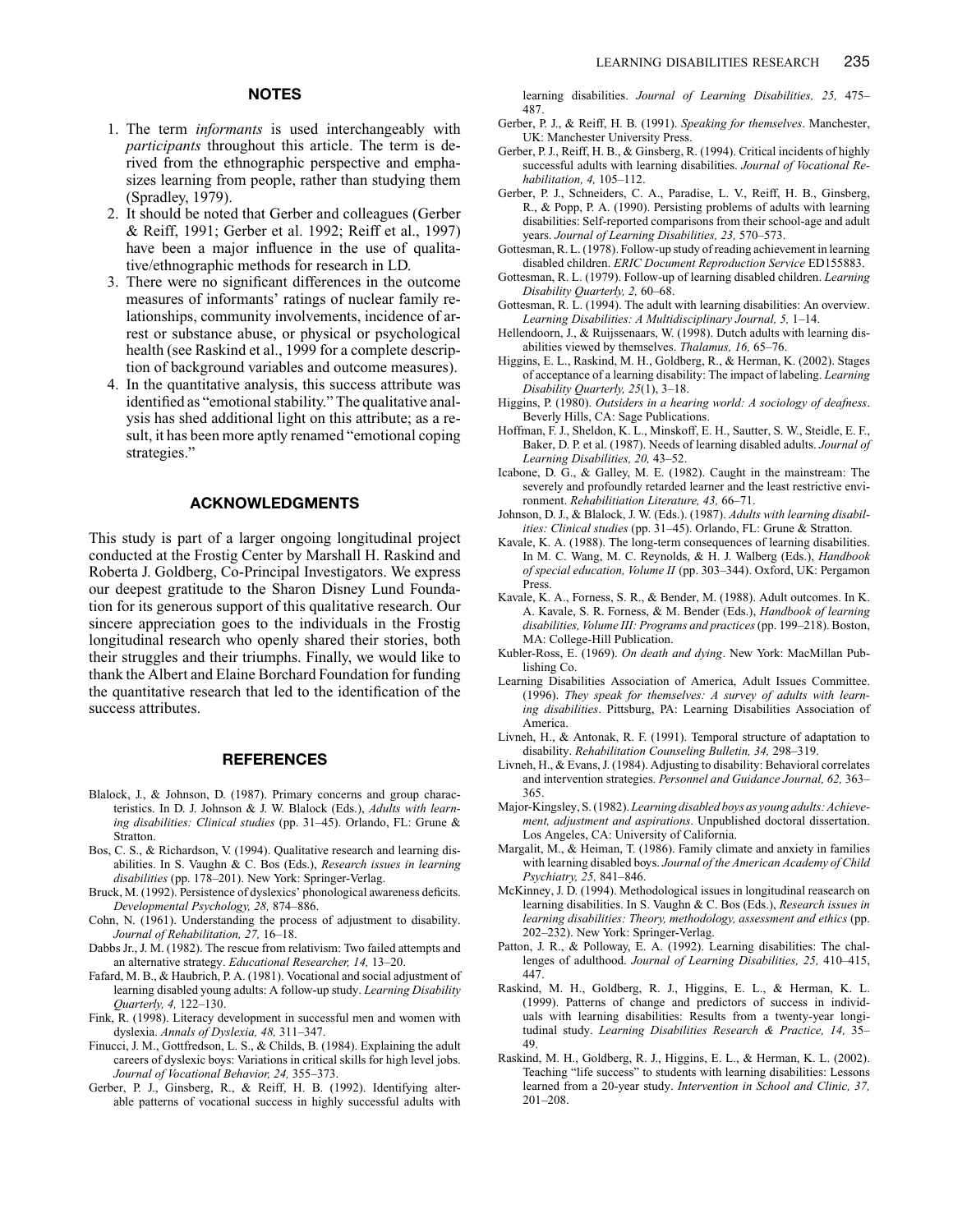## NOTES

1. The term *informants* is used interchangeably with *participants* throughout this article. The term is derived from the ethnographic perspective and emphasizes learning from people, rather than studying them (Spradley, 1979).
2. It should be noted that Gerber and colleagues (Gerber & Reiff, 1991; Gerber et al. 1992; Reiff et al., 1997) have been a major influence in the use of qualitative/ethnographic methods for research in LD.
3. There were no significant differences in the outcome measures of informants' ratings of nuclear family relationships, community involvements, incidence of arrest or substance abuse, or physical or psychological health (see Raskind et al., 1999 for a complete description of background variables and outcome measures).
4. In the quantitative analysis, this success attribute was identified as "emotional stability." The qualitative analysis has shed additional light on this attribute; as a result, it has been more aptly renamed "emotional coping strategies."

## ACKNOWLEDGMENTS

This study is part of a larger ongoing longitudinal project conducted at the Frostig Center by Marshall H. Raskind and Roberta J. Goldberg, Co-Principal Investigators. We express our deepest gratitude to the Sharon Disney Lund Foundation for its generous support of this qualitative research. Our sincere appreciation goes to the individuals in the Frostig longitudinal research who openly shared their stories, both their struggles and their triumphs. Finally, we would like to thank the Albert and Elaine Borchard Foundation for funding the quantitative research that led to the identification of the success attributes.

## REFERENCES

Blalock, J., & Johnson, D. (1987). Primary concerns and group characteristics. In D. J. Johnson & J. W. Blalock (Eds.), *Adults with learning disabilities: Clinical studies* (pp. 31–45). Orlando, FL: Grune & Stratton.

Bos, C. S., & Richardson, V. (1994). Qualitative research and learning disabilities. In S. Vaughn & C. Bos (Eds.), *Research issues in learning disabilities* (pp. 178–201). New York: Springer-Verlag.

Bruck, M. (1992). Persistence of dyslexics' phonological awareness deficits. *Developmental Psychology, 28,* 874–886.

Cohn, N. (1961). Understanding the process of adjustment to disability. *Journal of Rehabilitation, 27,* 16–18.

Dabbs Jr., J. M. (1982). The rescue from relativism: Two failed attempts and an alternative strategy. *Educational Researcher, 14,* 13–20.

Fafard, M. B., & Haubrich, P. A. (1981). Vocational and social adjustment of learning disabled young adults: A follow-up study. *Learning Disability Quarterly, 4,* 122–130.

Fink, R. (1998). Literacy development in successful men and women with dyslexia. *Annals of Dyslexia, 48,* 311–347.

Finucci, J. M., Gottfredson, L. S., & Childs, B. (1984). Explaining the adult careers of dyslexic boys: Variations in critical skills for high level jobs. *Journal of Vocational Behavior, 24,* 355–373.

Gerber, P. J., Ginsberg, R., & Reiff, H. B. (1992). Identifying alterable patterns of vocational success in highly successful adults with learning disabilities. *Journal of Learning Disabilities, 25,* 475–487.

Gerber, P. J., & Reiff, H. B. (1991). *Speaking for themselves*. Manchester, UK: Manchester University Press.

Gerber, P. J., Reiff, H. B., & Ginsberg, R. (1994). Critical incidents of highly successful adults with learning disabilities. *Journal of Vocational Rehabilitation, 4,* 105–112.

Gerber, P. J., Schneiders, C. A., Paradise, L. V., Reiff, H. B., Ginsberg, R., & Popp, P. A. (1990). Persisting problems of adults with learning disabilities: Self-reported comparisons from their school-age and adult years. *Journal of Learning Disabilities, 23,* 570–573.

Gottesman, R. L. (1978). Follow-up study of reading achievement in learning disabled children. *ERIC Document Reproduction Service* ED155883.

Gottesman, R. L. (1979). Follow-up of learning disabled children. *Learning Disability Quarterly, 2,* 60–68.

Gottesman, R. L. (1994). The adult with learning disabilities: An overview. *Learning Disabilities: A Multidisciplinary Journal, 5,* 1–14.

Hellendoorn, J., & Ruijssenaars, W. (1998). Dutch adults with learning disabilities viewed by themselves. *Thalamus, 16,* 65–76.

Higgins, E. L., Raskind, M. H., Goldberg, R., & Herman, K. (2002). Stages of acceptance of a learning disability: The impact of labeling. *Learning Disability Quarterly, 25*(1), 3–18.

Higgins, P. (1980). *Outsiders in a hearing world: A sociology of deafness*. Beverly Hills, CA: Sage Publications.

Hoffman, F. J., Sheldon, K. L., Minskoff, E. H., Sautter, S. W., Steidle, E. F., Baker, D. P. et al. (1987). Needs of learning disabled adults. *Journal of Learning Disabilities, 20,* 43–52.

Icabone, D. G., & Galley, M. E. (1982). Caught in the mainstream: The severely and profoundly retarded learner and the least restrictive environment. *Rehabilitiation Literature, 43,* 66–71.

Johnson, D. J., & Blalock, J. W. (Eds.). (1987). *Adults with learning disabilities: Clinical studies* (pp. 31–45). Orlando, FL: Grune & Stratton.

Kavale, K. A. (1988). The long-term consequences of learning disabilities. In M. C. Wang, M. C. Reynolds, & H. J. Walberg (Eds.), *Handbook of special education, Volume II* (pp. 303–344). Oxford, UK: Pergamon Press.

Kavale, K. A., Forness, S. R., & Bender, M. (1988). Adult outcomes. In K. A. Kavale, S. R. Forness, & M. Bender (Eds.), *Handbook of learning disabilities, Volume III: Programs and practices* (pp. 199–218). Boston, MA: College-Hill Publication.

Kubler-Ross, E. (1969). *On death and dying*. New York: MacMillan Publishing Co.

Learning Disabilities Association of America, Adult Issues Committee. (1996). *They speak for themselves: A survey of adults with learning disabilities*. Pittsburg, PA: Learning Disabilities Association of America.

Livneh, H., & Antonak, R. F. (1991). Temporal structure of adaptation to disability. *Rehabilitation Counseling Bulletin, 34,* 298–319.

Livneh, H., & Evans, J. (1984). Adjusting to disability: Behavioral correlates and intervention strategies. *Personnel and Guidance Journal, 62,* 363–365.

Major-Kingsley, S. (1982). *Learning disabled boys as young adults: Achievement, adjustment and aspirations*. Unpublished doctoral dissertation. Los Angeles, CA: University of California.

Margalit, M., & Heiman, T. (1986). Family climate and anxiety in families with learning disabled boys. *Journal of the American Academy of Child Psychiatry, 25,* 841–846.

McKinney, J. D. (1994). Methodological issues in longitudinal reasearch on learning disabilities. In S. Vaughn & C. Bos (Eds.), *Research issues in learning disabilities: Theory, methodology, assessment and ethics* (pp. 202–232). New York: Springer-Verlag.

Patton, J. R., & Polloway, E. A. (1992). Learning disabilities: The challenges of adulthood. *Journal of Learning Disabilities, 25,* 410–415, 447.

Raskind, M. H., Goldberg, R. J., Higgins, E. L., & Herman, K. L. (1999). Patterns of change and predictors of success in individuals with learning disabilities: Results from a twenty-year longitudinal study. *Learning Disabilities Research & Practice, 14,* 35–49.

Raskind, M. H., Goldberg, R. J., Higgins, E. L., & Herman, K. L. (2002). Teaching "life success" to students with learning disabilities: Lessons learned from a 20-year study. *Intervention in School and Clinic, 37,* 201–208.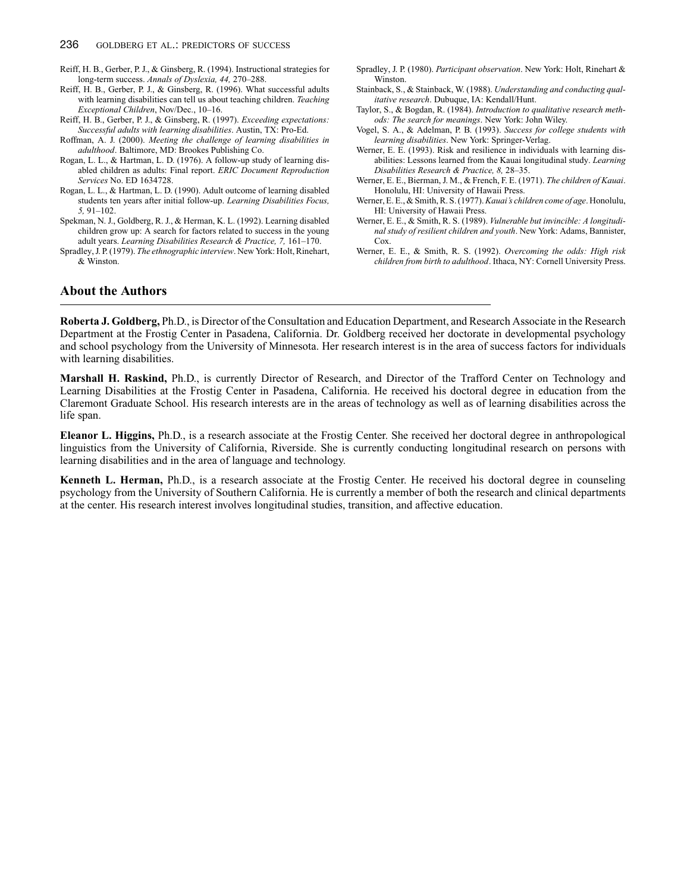Reiff, H. B., Gerber, P. J., & Ginsberg, R. (1994). Instructional strategies for long-term success. *Annals of Dyslexia, 44,* 270–288.

Reiff, H. B., Gerber, P. J., & Ginsberg, R. (1996). What successful adults with learning disabilities can tell us about teaching children. *Teaching Exceptional Children*, Nov/Dec., 10–16.

Reiff, H. B., Gerber, P. J., & Ginsberg, R. (1997). *Exceeding expectations: Successful adults with learning disabilities*. Austin, TX: Pro-Ed.

Roffman, A. J. (2000). *Meeting the challenge of learning disabilities in adulthood*. Baltimore, MD: Brookes Publishing Co.

Rogan, L. L., & Hartman, L. D. (1976). A follow-up study of learning disabled children as adults: Final report. *ERIC Document Reproduction Services* No. ED 1634728.

Rogan, L. L., & Hartman, L. D. (1990). Adult outcome of learning disabled students ten years after initial follow-up. *Learning Disabilities Focus, 5,* 91–102.

Spekman, N. J., Goldberg, R. J., & Herman, K. L. (1992). Learning disabled children grow up: A search for factors related to success in the young adult years. *Learning Disabilities Research & Practice, 7,* 161–170.

Spradley, J. P. (1979). *The ethnographic interview*. New York: Holt, Rinehart, & Winston.

Spradley, J. P. (1980). *Participant observation*. New York: Holt, Rinehart & Winston.

Stainback, S., & Stainback, W. (1988). *Understanding and conducting qualitative research*. Dubuque, IA: Kendall/Hunt.

Taylor, S., & Bogdan, R. (1984). *Introduction to qualitative research methods: The search for meanings*. New York: John Wiley.

Vogel, S. A., & Adelman, P. B. (1993). *Success for college students with learning disabilities*. New York: Springer-Verlag.

Werner, E. E. (1993). Risk and resilience in individuals with learning disabilities: Lessons learned from the Kauai longitudinal study. *Learning Disabilities Research & Practice, 8,* 28–35.

Werner, E. E., Bierman, J. M., & French, F. E. (1971). *The children of Kauai*. Honolulu, HI: University of Hawaii Press.

Werner, E. E., & Smith, R. S. (1977). *Kauai's children come of age*. Honolulu, HI: University of Hawaii Press.

Werner, E. E., & Smith, R. S. (1989). *Vulnerable but invincible: A longitudinal study of resilient children and youth*. New York: Adams, Bannister, Cox.

Werner, E. E., & Smith, R. S. (1992). *Overcoming the odds: High risk children from birth to adulthood*. Ithaca, NY: Cornell University Press.

## About the Authors

**Roberta J. Goldberg,** Ph.D., is Director of the Consultation and Education Department, and Research Associate in the Research Department at the Frostig Center in Pasadena, California. Dr. Goldberg received her doctorate in developmental psychology and school psychology from the University of Minnesota. Her research interest is in the area of success factors for individuals with learning disabilities.

**Marshall H. Raskind,** Ph.D., is currently Director of Research, and Director of the Trafford Center on Technology and Learning Disabilities at the Frostig Center in Pasadena, California. He received his doctoral degree in education from the Claremont Graduate School. His research interests are in the areas of technology as well as of learning disabilities across the life span.

**Eleanor L. Higgins,** Ph.D., is a research associate at the Frostig Center. She received her doctoral degree in anthropological linguistics from the University of California, Riverside. She is currently conducting longitudinal research on persons with learning disabilities and in the area of language and technology.

**Kenneth L. Herman,** Ph.D., is a research associate at the Frostig Center. He received his doctoral degree in counseling psychology from the University of Southern California. He is currently a member of both the research and clinical departments at the center. His research interest involves longitudinal studies, transition, and affective education.